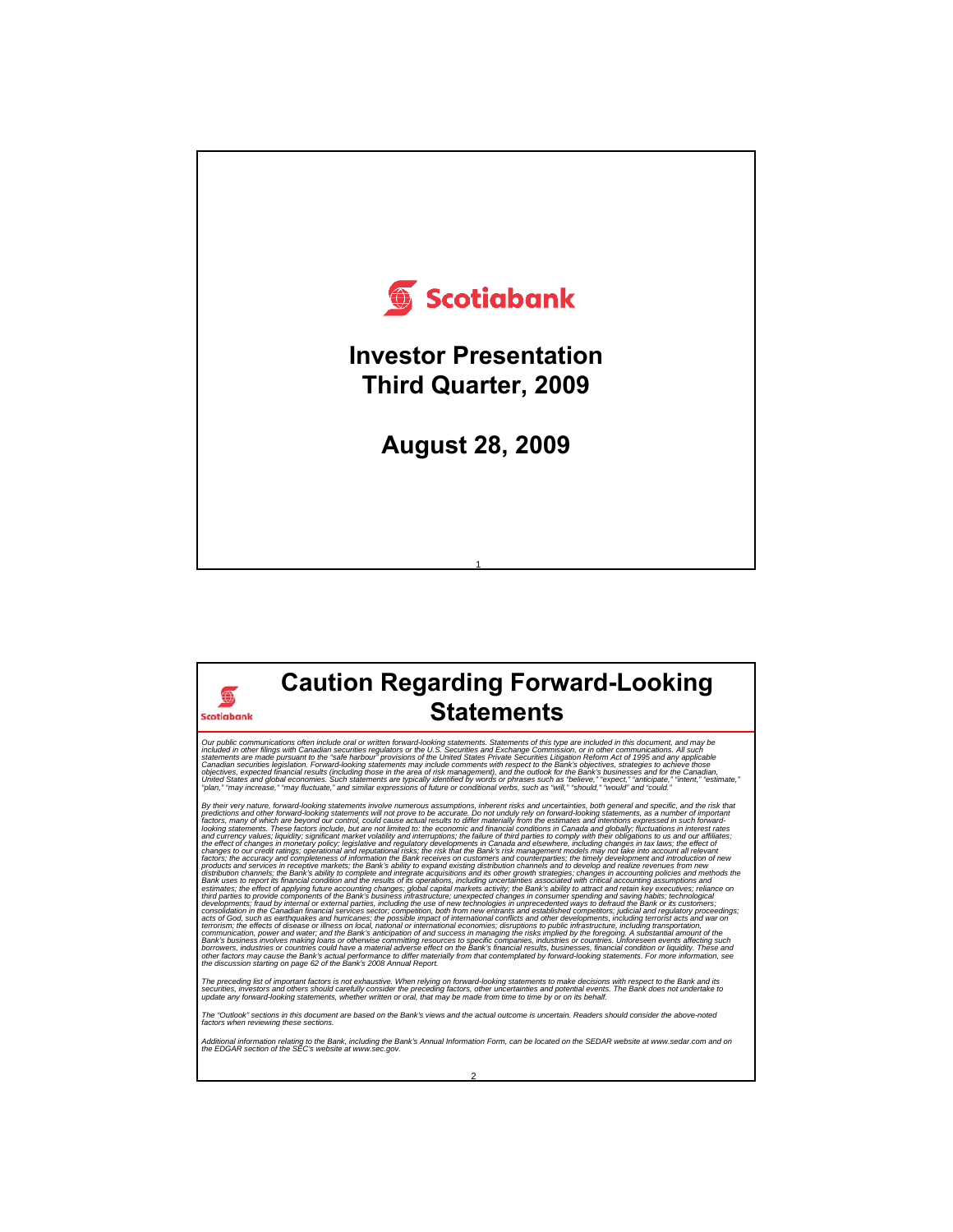Scotiabank

# Investor Presentation
# Third Quarter, 2009

## August 28, 2009

---

Scotiabank

# Caution Regarding Forward-Looking Statements

*Our public communications often include oral or written forward-looking statements. Statements of this type are included in this document, and may be included in other filings with Canadian securities regulators or the U.S. Securities and Exchange Commission, or in other communications. All such statements are made pursuant to the "safe harbour" provisions of the United States Private Securities Litigation Reform Act of 1995 and any applicable Canadian securities legislation. Forward-looking statements may include comments with respect to the Bank's objectives, strategies to achieve those objectives, expected financial results (including those in the area of risk management), and the outlook for the Bank's businesses and for the Canadian, United States and global economies. Such statements are typically identified by words or phrases such as "believe," "expect," "anticipate," "intent," "estimate," "plan," "may increase," "may fluctuate," and similar expressions of future or conditional verbs, such as "will," "should," "would" and "could."*

*By their very nature, forward-looking statements involve numerous assumptions, inherent risks and uncertainties, both general and specific, and the risk that predictions and other forward-looking statements will not prove to be accurate. Do not unduly rely on forward-looking statements, as a number of important factors, many of which are beyond our control, could cause actual results to differ materially from the estimates and intentions expressed in such forward-looking statements. These factors include, but are not limited to: the economic and financial conditions in Canada and globally; fluctuations in interest rates and currency values; liquidity; significant market volatility and interruptions; the failure of third parties to comply with their obligations to us and our affiliates; the effect of changes in monetary policy; legislative and regulatory developments in Canada and elsewhere, including changes in tax laws; the effect of changes to our credit ratings; operational and reputational risks; the risk that the Bank's risk management models may not take into account all relevant factors; the accuracy and completeness of information the Bank receives on customers and counterparties; the timely development and introduction of new products and services in receptive markets; the Bank's ability to expand existing distribution channels and to develop and realize revenues from new distribution channels; the Bank's ability to complete and integrate acquisitions and its other growth strategies; changes in accounting policies and methods the Bank uses to report its financial condition and the results of its operations, including uncertainties associated with critical accounting assumptions and estimates; the effect of applying future accounting changes; global capital markets activity; the Bank's ability to attract and retain key executives; reliance on third parties to provide components of the Bank's business infrastructure; unexpected changes in consumer spending and saving habits; technological developments; fraud by internal or external parties, including the use of new technologies in unprecedented ways to defraud the Bank or its customers; consolidation in the Canadian financial services sector; competition, both from new entrants and established competitors; judicial and regulatory proceedings; acts of God, such as earthquakes and hurricanes; the possible impact of international conflicts and other developments, including terrorist acts and war on terrorism; the effects of disease or illness on local, national or international economies; disruptions to public infrastructure, including transportation, communication, power and water; and the Bank's anticipation of and success in managing the risks implied by the foregoing. A substantial amount of the Bank's business involves making loans or otherwise committing resources to specific companies, industries or countries. Unforeseen events affecting such borrowers, industries or countries could have a material adverse effect on the Bank's financial results, businesses, financial condition or liquidity. These and other factors may cause the Bank's actual performance to differ materially from that contemplated by forward-looking statements. For more information, see the discussion starting on page 62 of the Bank's 2008 Annual Report.*

*The preceding list of important factors is not exhaustive. When relying on forward-looking statements to make decisions with respect to the Bank and its securities, investors and others should carefully consider the preceding factors, other uncertainties and potential events. The Bank does not undertake to update any forward-looking statements, whether written or oral, that may be made from time to time by or on its behalf.*

*The "Outlook" sections in this document are based on the Bank's views and the actual outcome is uncertain. Readers should consider the above-noted factors when reviewing these sections.*

*Additional information relating to the Bank, including the Bank's Annual Information Form, can be located on the SEDAR website at www.sedar.com and on the EDGAR section of the SEC's website at www.sec.gov.*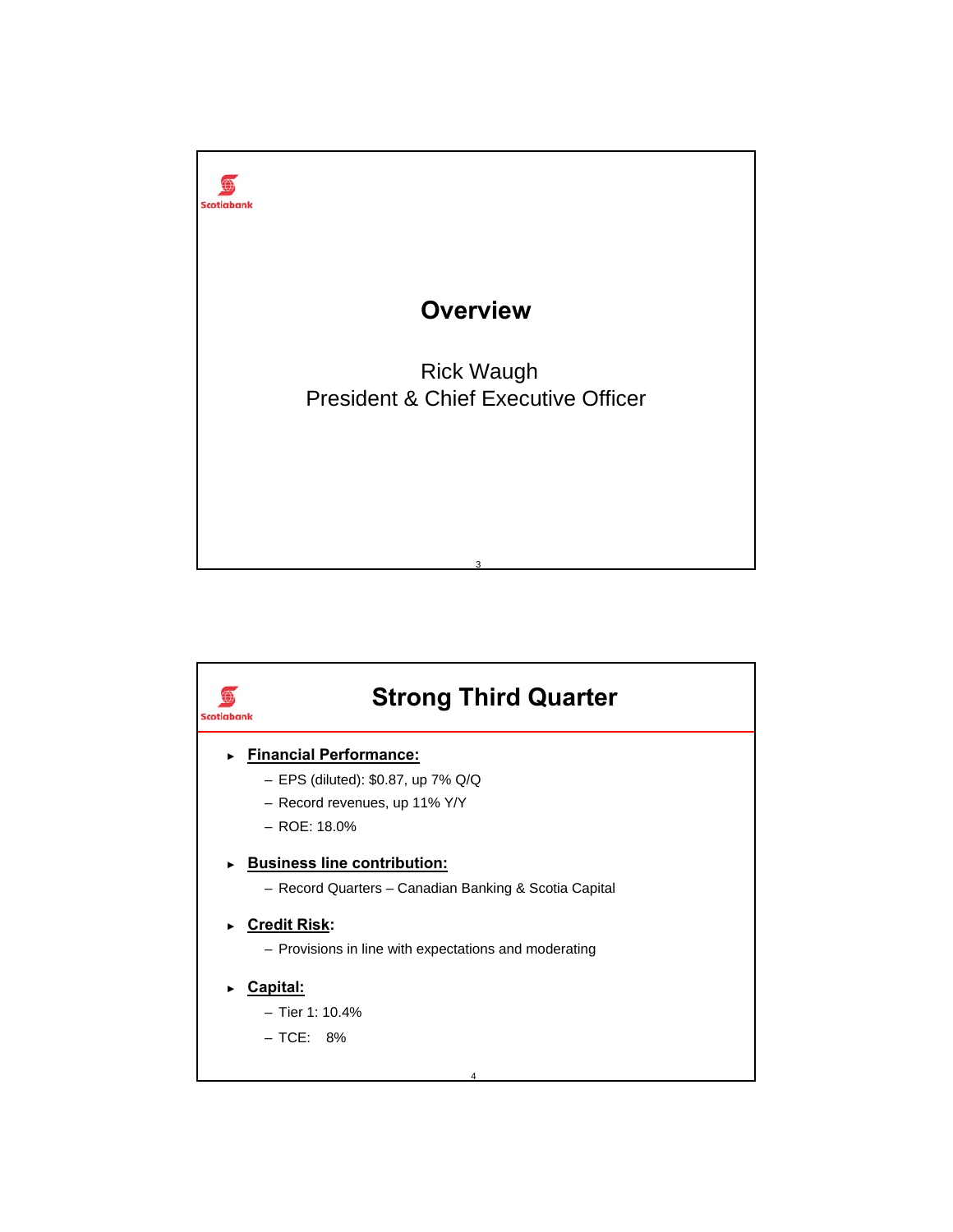# Overview

Rick Waugh
President & Chief Executive Officer

# Strong Third Quarter

- **Financial Performance:**
  - EPS (diluted): $0.87, up 7% Q/Q
  - Record revenues, up 11% Y/Y
  - ROE: 18.0%
- **Business line contribution:**
  - Record Quarters – Canadian Banking & Scotia Capital
- **Credit Risk:**
  - Provisions in line with expectations and moderating
- **Capital:**
  - Tier 1: 10.4%
  - TCE: 8%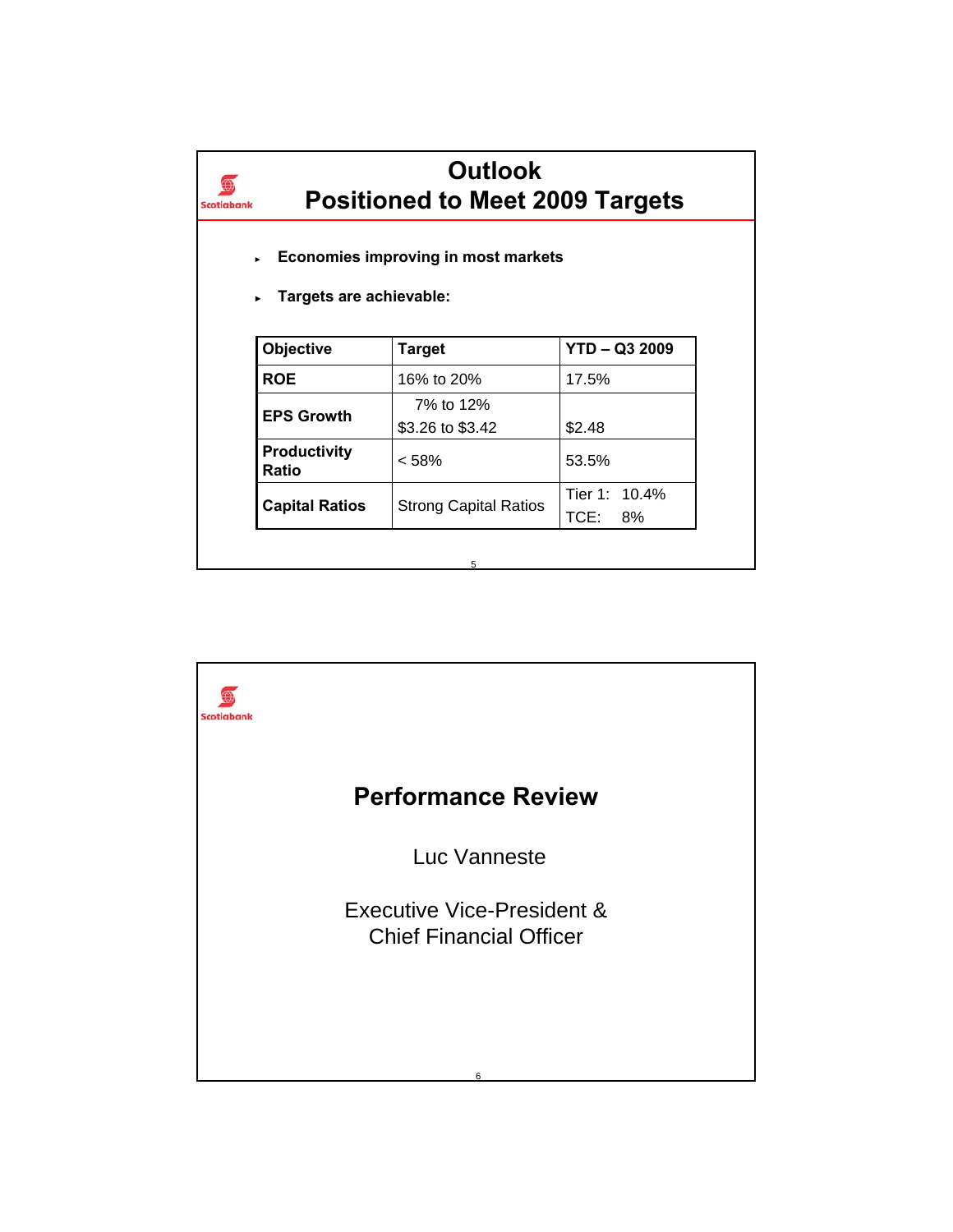# Outlook
## Positioned to Meet 2009 Targets

- **Economies improving in most markets**
- **Targets are achievable:**

| Objective | Target | YTD – Q3 2009 |
|---|---|---|
| **ROE** | 16% to 20% | 17.5% |
| **EPS Growth** | 7% to 12%<br>$3.26 to $3.42 | $2.48 |
| **Productivity Ratio** | < 58% | 53.5% |
| **Capital Ratios** | Strong Capital Ratios | Tier 1: 10.4%<br>TCE: 8% |

# Performance Review

Luc Vanneste

Executive Vice-President &
Chief Financial Officer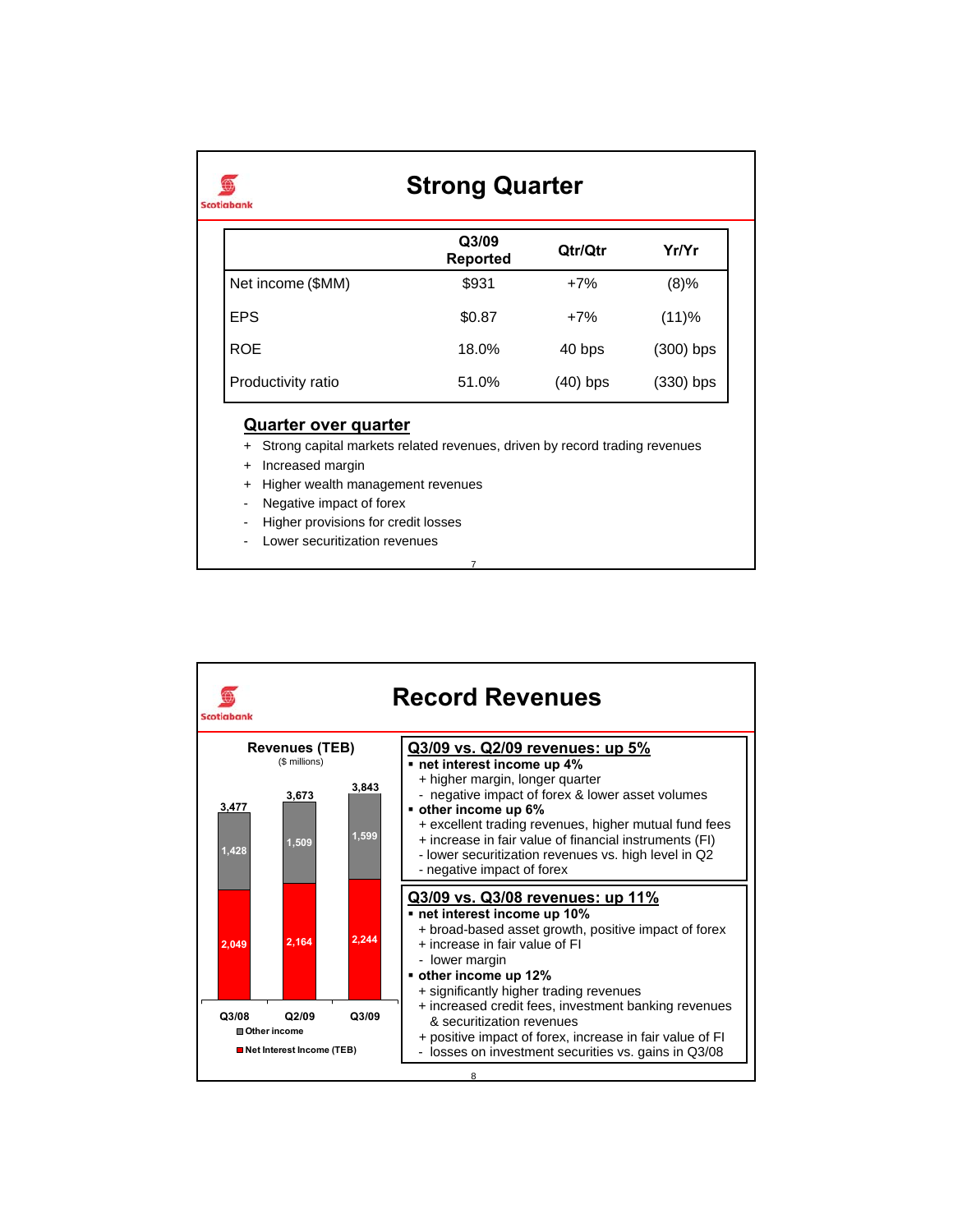# Strong Quarter

|  | Q3/09 Reported | Qtr/Qtr | Yr/Yr |
|---|---|---|---|
| Net income ($MM) | $931 | +7% | (8)% |
| EPS | $0.87 | +7% | (11)% |
| ROE | 18.0% | 40 bps | (300) bps |
| Productivity ratio | 51.0% | (40) bps | (330) bps |

## Quarter over quarter

+ Strong capital markets related revenues, driven by record trading revenues
+ Increased margin
+ Higher wealth management revenues
- Negative impact of forex
- Higher provisions for credit losses
- Lower securitization revenues

# Record Revenues

**Revenues (TEB)**
($ millions)

|  | Q3/08 | Q2/09 | Q3/09 |
|---|---|---|---|
| Other income | 1,428 | 1,509 | 1,599 |
| Net Interest Income (TEB) | 2,049 | 2,164 | 2,244 |
| Total | 3,477 | 3,673 | 3,843 |

## Q3/09 vs. Q2/09 revenues: up 5%

- **net interest income up 4%**
  - + higher margin, longer quarter
  - - negative impact of forex & lower asset volumes
- **other income up 6%**
  - + excellent trading revenues, higher mutual fund fees
  - + increase in fair value of financial instruments (FI)
  - - lower securitization revenues vs. high level in Q2
  - - negative impact of forex

## Q3/09 vs. Q3/08 revenues: up 11%

- **net interest income up 10%**
  - + broad-based asset growth, positive impact of forex
  - + increase in fair value of FI
  - - lower margin
- **other income up 12%**
  - + significantly higher trading revenues
  - + increased credit fees, investment banking revenues & securitization revenues
  - + positive impact of forex, increase in fair value of FI
  - - losses on investment securities vs. gains in Q3/08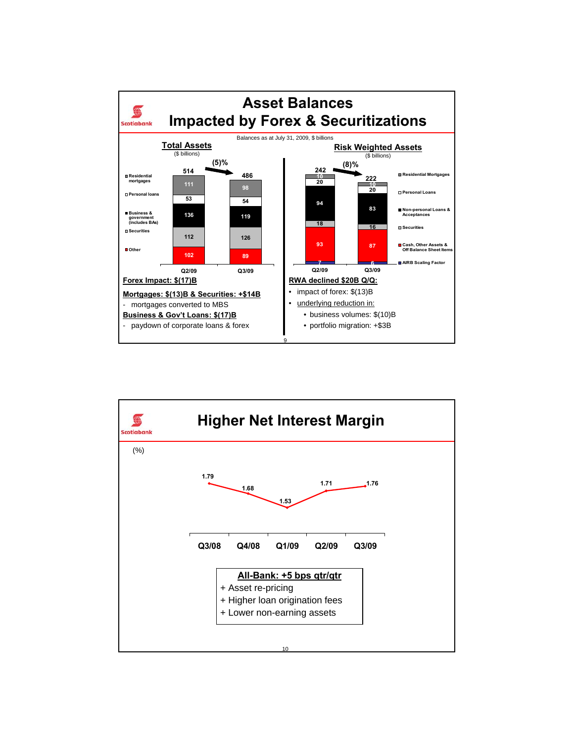# Asset Balances
## Impacted by Forex & Securitizations

Balances as at July 31, 2009, $ billions

**Total Assets** ($ billions)

| | Q2/09 | Q3/09 |
|---|---|---|
| Residential mortgages | 111 | 98 |
| Personal loans | 53 | 54 |
| Business & government (includes BAs) | 136 | 119 |
| Securities | 112 | 126 |
| Other | 102 | 89 |
| **Total** | **514** | **486** |

(5)%

**Risk Weighted Assets** ($ billions)

| | Q2/09 | Q3/09 |
|---|---|---|
| Residential Mortgages | 10 | 10 |
| Personal Loans | 20 | 20 |
| Non-personal Loans & Acceptances | 94 | 83 |
| Securities | 18 | 16 |
| Cash, Other Assets & Off Balance Sheet Items | 93 | 87 |
| AIRB Scaling Factor | 7 | 6 |
| **Total** | **242** | **222** |

(8)%

**Forex Impact: $(17)B**

**Mortgages: $(13)B & Securities: +$14B**
- mortgages converted to MBS

**Business & Gov't Loans: $(17)B**
- paydown of corporate loans & forex

**RWA declined $20B Q/Q:**
- impact of forex: $(13)B
- underlying reduction in:
  - business volumes: $(10)B
  - portfolio migration: +$3B

# Higher Net Interest Margin

(%)

| Q3/08 | Q4/08 | Q1/09 | Q2/09 | Q3/09 |
|---|---|---|---|---|
| 1.79 | 1.68 | 1.53 | 1.71 | 1.76 |

**All-Bank: +5 bps qtr/qtr**
+ Asset re-pricing
+ Higher loan origination fees
+ Lower non-earning assets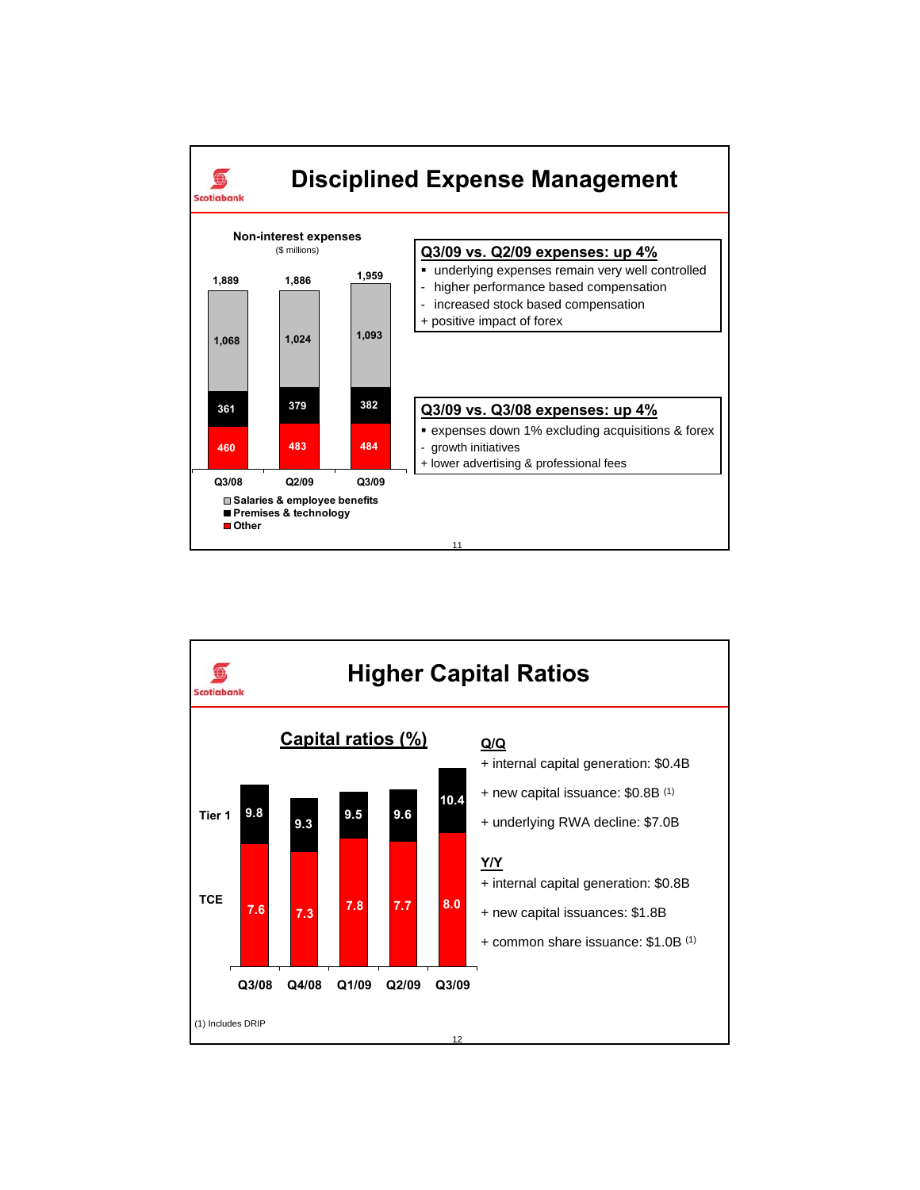## Disciplined Expense Management

**Non-interest expenses**
($ millions)

| | Q3/08 | Q2/09 | Q3/09 |
|---|---|---|---|
| Salaries & employee benefits | 1,068 | 1,024 | 1,093 |
| Premises & technology | 361 | 379 | 382 |
| Other | 460 | 483 | 484 |
| Total | 1,889 | 1,886 | 1,959 |

**Q3/09 vs. Q2/09 expenses: up 4%**

- underlying expenses remain very well controlled
- \- higher performance based compensation
- \- increased stock based compensation
- \+ positive impact of forex

**Q3/09 vs. Q3/08 expenses: up 4%**

- expenses down 1% excluding acquisitions & forex
- \- growth initiatives
- \+ lower advertising & professional fees

## Higher Capital Ratios

**Capital ratios (%)**

| | Q3/08 | Q4/08 | Q1/09 | Q2/09 | Q3/09 |
|---|---|---|---|---|---|
| Tier 1 | 9.8 | 9.3 | 9.5 | 9.6 | 10.4 |
| TCE | 7.6 | 7.3 | 7.8 | 7.7 | 8.0 |

**Q/Q**

\+ internal capital generation: $0.4B

\+ new capital issuance: $0.8B (1)

\+ underlying RWA decline: $7.0B

**Y/Y**

\+ internal capital generation: $0.8B

\+ new capital issuances: $1.8B

\+ common share issuance: $1.0B (1)

(1) Includes DRIP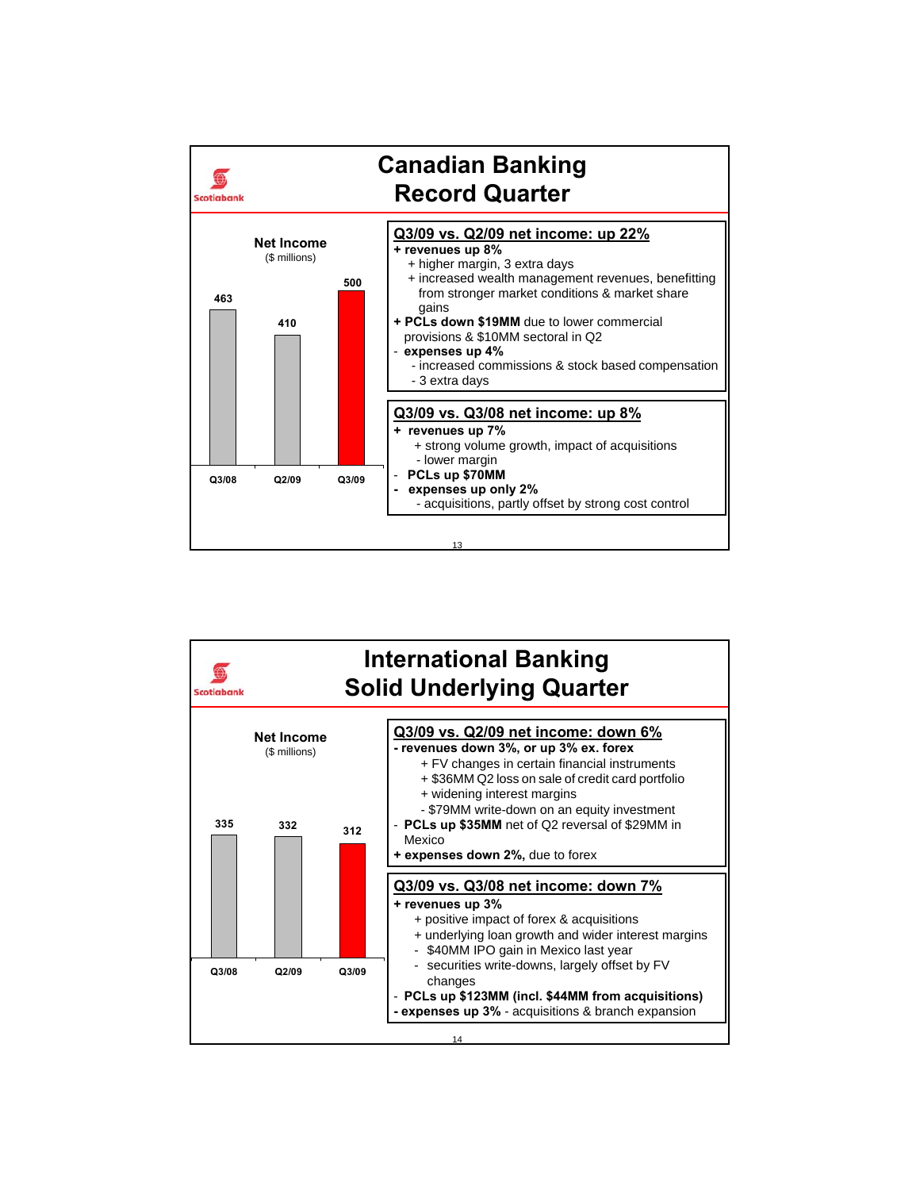# Canadian Banking Record Quarter

**Net Income** ($ millions)

| Q3/08 | Q2/09 | Q3/09 |
|---|---|---|
| 463 | 410 | 500 |

**Q3/09 vs. Q2/09 net income: up 22%**

- **+ revenues up 8%**
  - + higher margin, 3 extra days
  - + increased wealth management revenues, benefitting from stronger market conditions & market share gains
- **+ PCLs down $19MM** due to lower commercial provisions & $10MM sectoral in Q2
- **- expenses up 4%**
  - - increased commissions & stock based compensation
  - - 3 extra days

**Q3/09 vs. Q3/08 net income: up 8%**

- **+ revenues up 7%**
  - + strong volume growth, impact of acquisitions
  - - lower margin
- **- PCLs up $70MM**
- **- expenses up only 2%**
  - - acquisitions, partly offset by strong cost control

# International Banking Solid Underlying Quarter

**Net Income** ($ millions)

| Q3/08 | Q2/09 | Q3/09 |
|---|---|---|
| 335 | 332 | 312 |

**Q3/09 vs. Q2/09 net income: down 6%**

- **- revenues down 3%, or up 3% ex. forex**
  - + FV changes in certain financial instruments
  - + $36MM Q2 loss on sale of credit card portfolio
  - + widening interest margins
  - - $79MM write-down on an equity investment
- **- PCLs up $35MM** net of Q2 reversal of $29MM in Mexico
- **+ expenses down 2%,** due to forex

**Q3/09 vs. Q3/08 net income: down 7%**

- **+ revenues up 3%**
  - + positive impact of forex & acquisitions
  - + underlying loan growth and wider interest margins
  - - $40MM IPO gain in Mexico last year
  - - securities write-downs, largely offset by FV changes
- **- PCLs up $123MM (incl. $44MM from acquisitions)**
- **- expenses up 3%** - acquisitions & branch expansion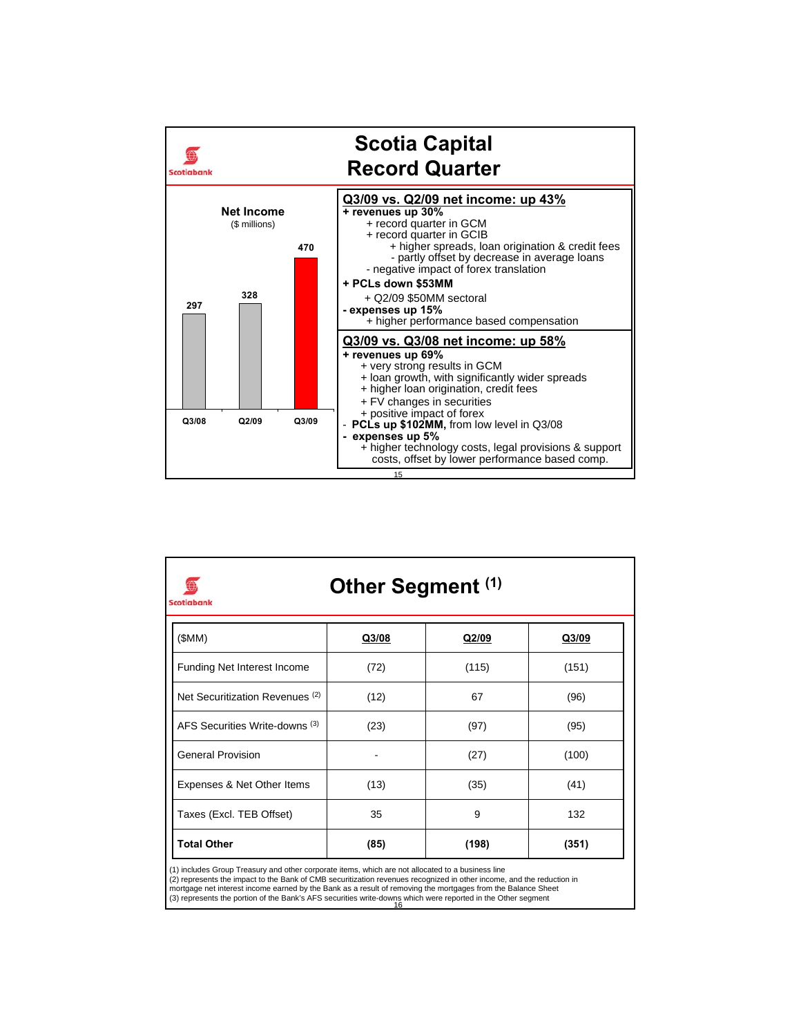## Scotia Capital Record Quarter

**Net Income**
($ millions)

| Q3/08 | Q2/09 | Q3/09 |
|---|---|---|
| 297 | 328 | 470 |

**Q3/09 vs. Q2/09 net income: up 43%**

- **+ revenues up 30%**
  - + record quarter in GCM
  - + record quarter in GCIB
    - + higher spreads, loan origination & credit fees
    - - partly offset by decrease in average loans
  - - negative impact of forex translation
- **+ PCLs down $53MM**
  - + Q2/09 $50MM sectoral
- **- expenses up 15%**
  - + higher performance based compensation

**Q3/09 vs. Q3/08 net income: up 58%**

- **+ revenues up 69%**
  - + very strong results in GCM
  - + loan growth, with significantly wider spreads
  - + higher loan origination, credit fees
  - + FV changes in securities
  - + positive impact of forex
- **- PCLs up $102MM,** from low level in Q3/08
- **- expenses up 5%**
  - + higher technology costs, legal provisions & support costs, offset by lower performance based comp.

## Other Segment (1)

| ($MM) | Q3/08 | Q2/09 | Q3/09 |
|---|---|---|---|
| Funding Net Interest Income | (72) | (115) | (151) |
| Net Securitization Revenues (2) | (12) | 67 | (96) |
| AFS Securities Write-downs (3) | (23) | (97) | (95) |
| General Provision | - | (27) | (100) |
| Expenses & Net Other Items | (13) | (35) | (41) |
| Taxes (Excl. TEB Offset) | 35 | 9 | 132 |
| **Total Other** | **(85)** | **(198)** | **(351)** |

(1) includes Group Treasury and other corporate items, which are not allocated to a business line
(2) represents the impact to the Bank of CMB securitization revenues recognized in other income, and the reduction in mortgage net interest income earned by the Bank as a result of removing the mortgages from the Balance Sheet
(3) represents the portion of the Bank's AFS securities write-downs which were reported in the Other segment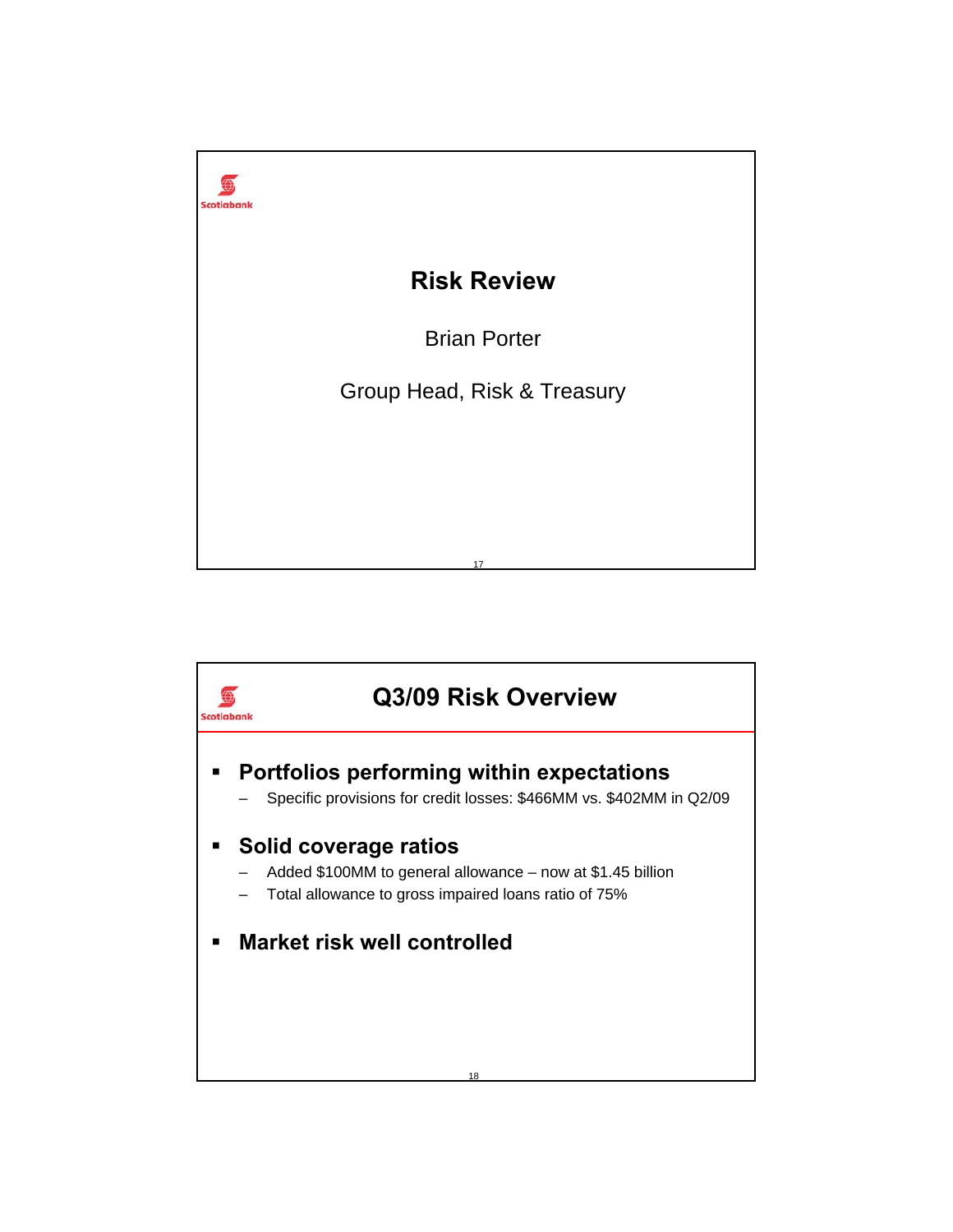# Risk Review

Brian Porter

Group Head, Risk & Treasury

## Q3/09 Risk Overview

- **Portfolios performing within expectations**
  - Specific provisions for credit losses: $466MM vs. $402MM in Q2/09
- **Solid coverage ratios**
  - Added $100MM to general allowance – now at $1.45 billion
  - Total allowance to gross impaired loans ratio of 75%
- **Market risk well controlled**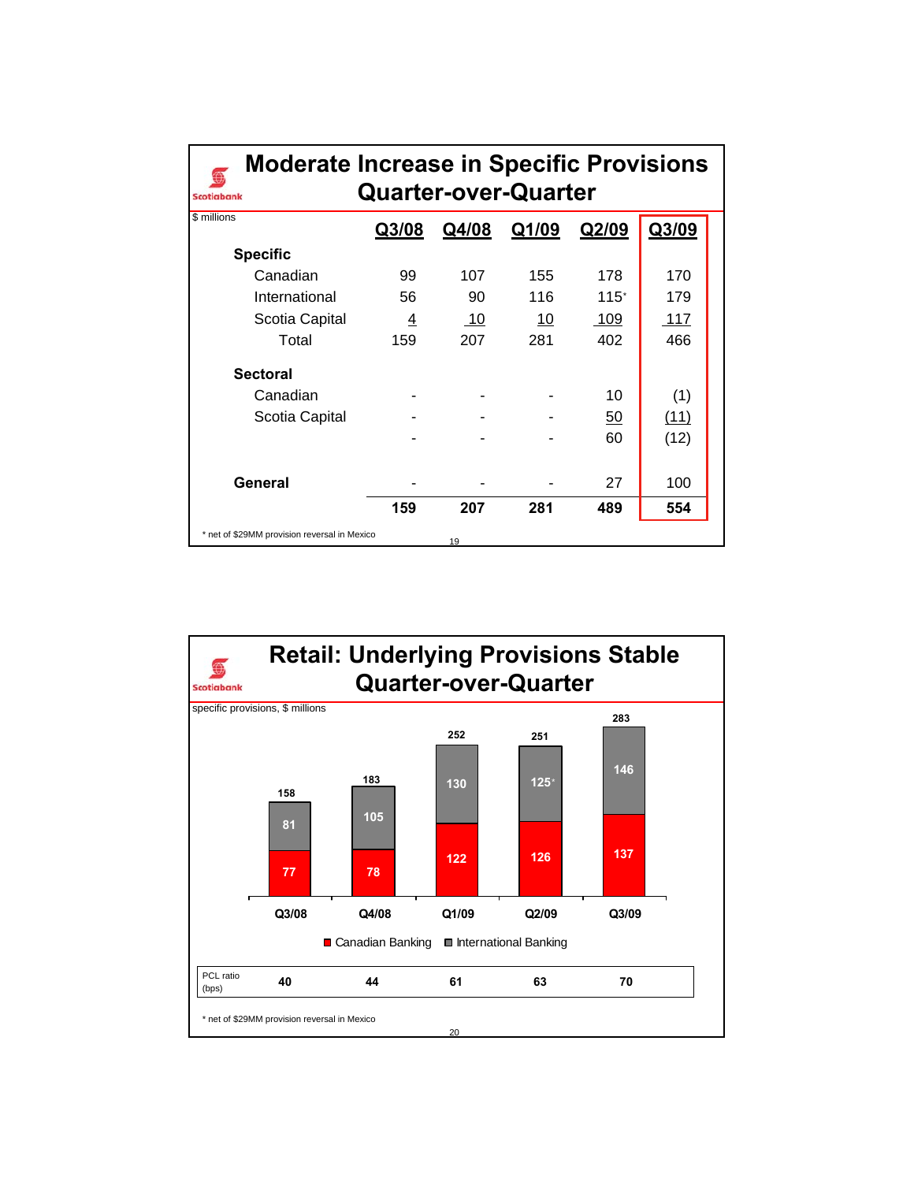# Moderate Increase in Specific Provisions Quarter-over-Quarter

$ millions

| | Q3/08 | Q4/08 | Q1/09 | Q2/09 | Q3/09 |
|---|---|---|---|---|---|
| **Specific** | | | | | |
| Canadian | 99 | 107 | 155 | 178 | 170 |
| International | 56 | 90 | 116 | 115* | 179 |
| Scotia Capital | 4 | 10 | 10 | 109 | 117 |
| Total | 159 | 207 | 281 | 402 | 466 |
| **Sectoral** | | | | | |
| Canadian | - | - | - | 10 | (1) |
| Scotia Capital | - | - | - | 50 | (11) |
| | - | - | - | 60 | (12) |
| **General** | - | - | - | 27 | 100 |
| | **159** | **207** | **281** | **489** | **554** |

\* net of $29MM provision reversal in Mexico

# Retail: Underlying Provisions Stable Quarter-over-Quarter

specific provisions, $ millions

| | Q3/08 | Q4/08 | Q1/09 | Q2/09 | Q3/09 |
|---|---|---|---|---|---|
| Canadian Banking | 77 | 78 | 122 | 126 | 137 |
| International Banking | 81 | 105 | 130 | 125* | 146 |
| Total | 158 | 183 | 252 | 251 | 283 |
| PCL ratio (bps) | 40 | 44 | 61 | 63 | 70 |

\* net of $29MM provision reversal in Mexico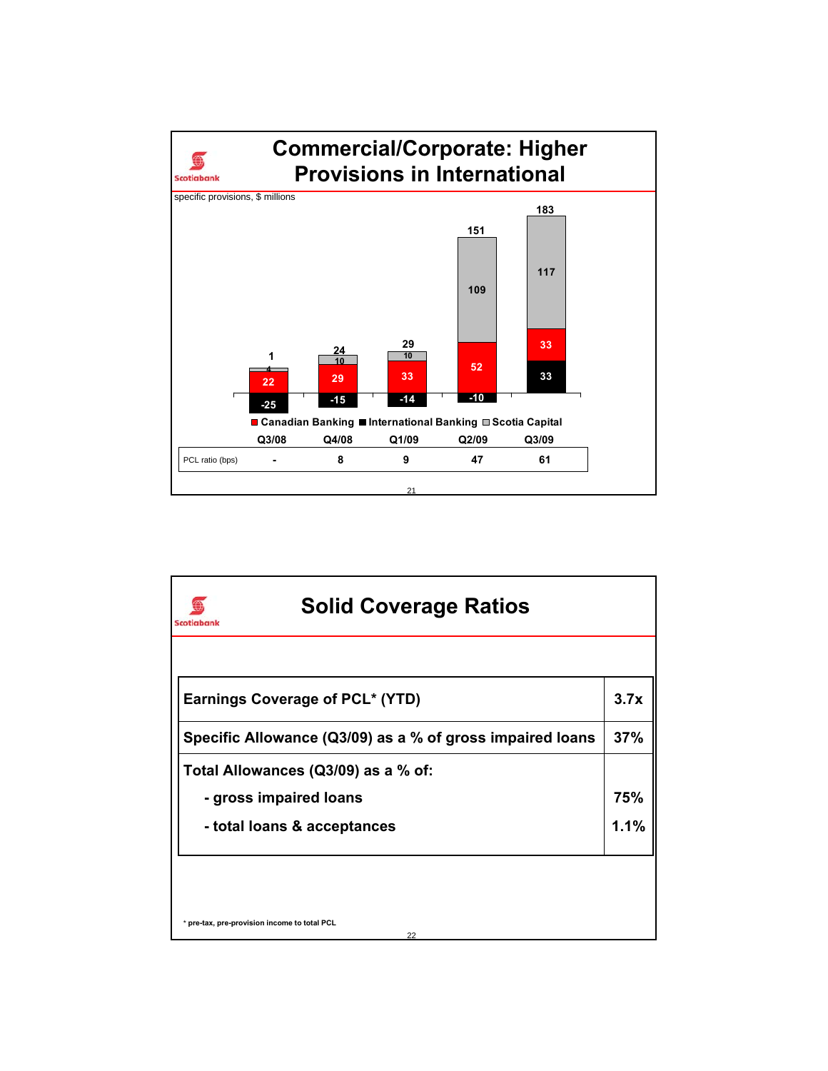# Commercial/Corporate: Higher Provisions in International

specific provisions, $ millions

| | Q3/08 | Q4/08 | Q1/09 | Q2/09 | Q3/09 |
|---|---|---|---|---|---|
| Canadian Banking | 22 | 29 | 33 | 52 | 33 |
| International Banking | -25 | -15 | -14 | -10 | 33 |
| Scotia Capital | 4 | 10 | 10 | 109 | 117 |
| Total | 1 | 24 | 29 | 151 | 183 |
| PCL ratio (bps) | - | 8 | 9 | 47 | 61 |

# Solid Coverage Ratios

| | |
|---|---|
| Earnings Coverage of PCL* (YTD) | 3.7x |
| Specific Allowance (Q3/09) as a % of gross impaired loans | 37% |
| Total Allowances (Q3/09) as a % of: | |
| - gross impaired loans | 75% |
| - total loans & acceptances | 1.1% |

* pre-tax, pre-provision income to total PCL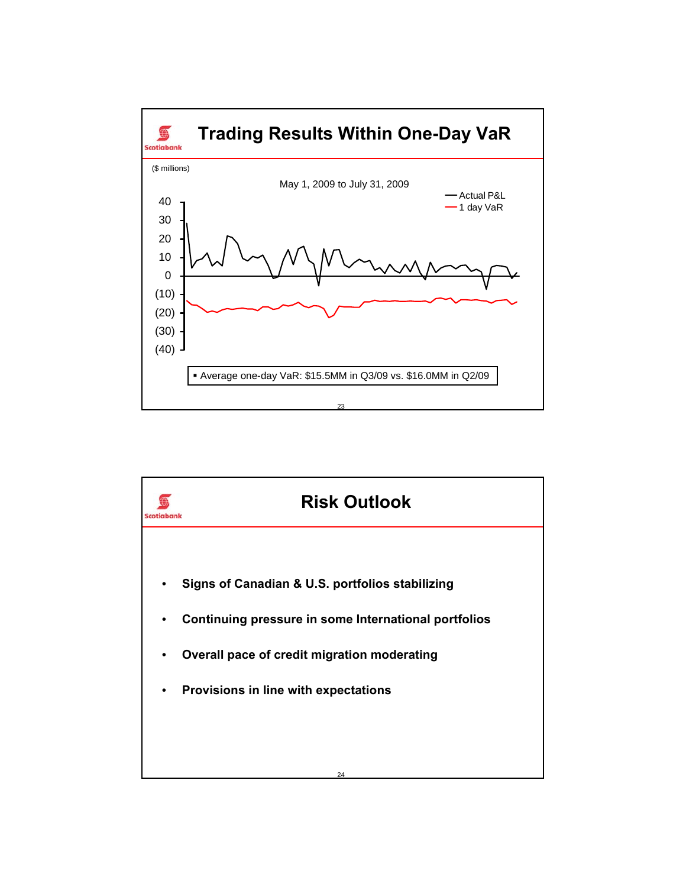# Trading Results Within One-Day VaR

($ millions)

May 1, 2009 to July 31, 2009

— Actual P&L
— 1 day VaR

40
30
20
10
0
(10)
(20)
(30)
(40)

- Average one-day VaR: $15.5MM in Q3/09 vs. $16.0MM in Q2/09

# Risk Outlook

- **Signs of Canadian & U.S. portfolios stabilizing**
- **Continuing pressure in some International portfolios**
- **Overall pace of credit migration moderating**
- **Provisions in line with expectations**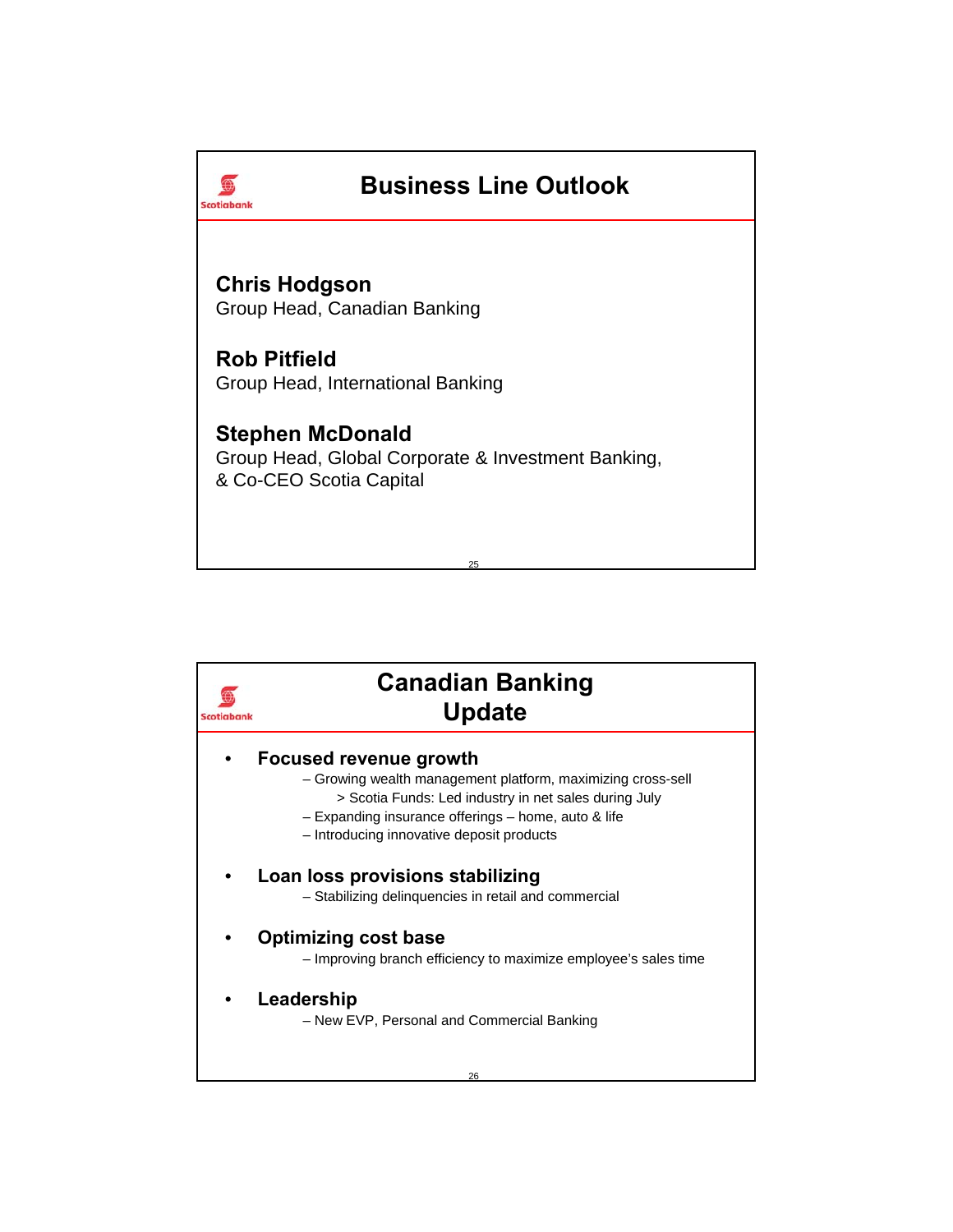# Business Line Outlook

**Chris Hodgson**
Group Head, Canadian Banking

**Rob Pitfield**
Group Head, International Banking

**Stephen McDonald**
Group Head, Global Corporate & Investment Banking,
& Co-CEO Scotia Capital

# Canadian Banking Update

- **Focused revenue growth**
  - Growing wealth management platform, maximizing cross-sell
    - > Scotia Funds: Led industry in net sales during July
  - Expanding insurance offerings – home, auto & life
  - Introducing innovative deposit products

- **Loan loss provisions stabilizing**
  - Stabilizing delinquencies in retail and commercial

- **Optimizing cost base**
  - Improving branch efficiency to maximize employee's sales time

- **Leadership**
  - New EVP, Personal and Commercial Banking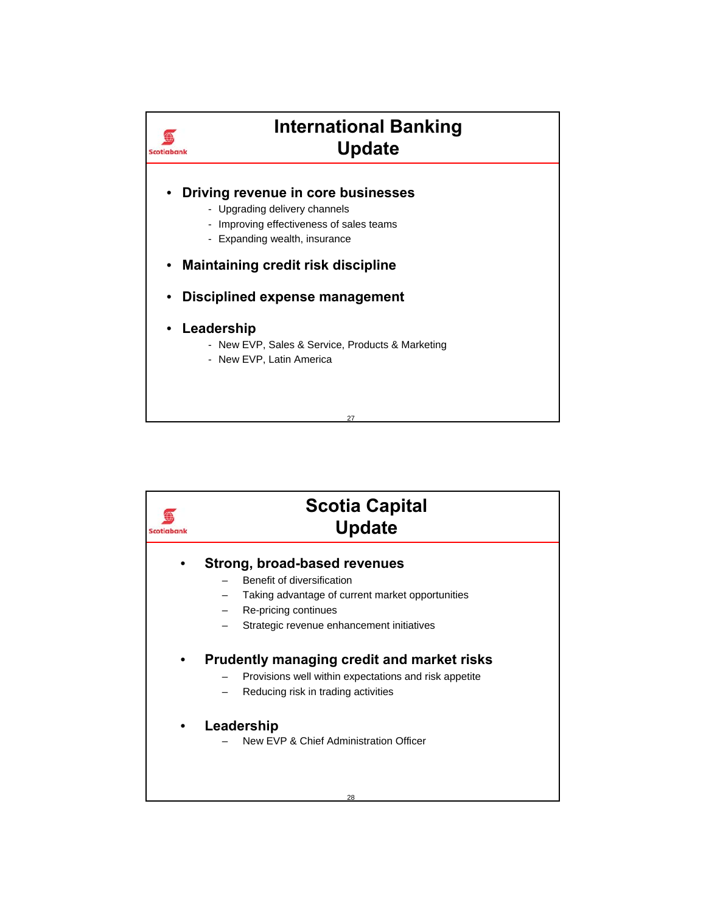# International Banking Update

- **Driving revenue in core businesses**
  - Upgrading delivery channels
  - Improving effectiveness of sales teams
  - Expanding wealth, insurance
- **Maintaining credit risk discipline**
- **Disciplined expense management**
- **Leadership**
  - New EVP, Sales & Service, Products & Marketing
  - New EVP, Latin America

# Scotia Capital Update

- **Strong, broad-based revenues**
  - Benefit of diversification
  - Taking advantage of current market opportunities
  - Re-pricing continues
  - Strategic revenue enhancement initiatives
- **Prudently managing credit and market risks**
  - Provisions well within expectations and risk appetite
  - Reducing risk in trading activities
- **Leadership**
  - New EVP & Chief Administration Officer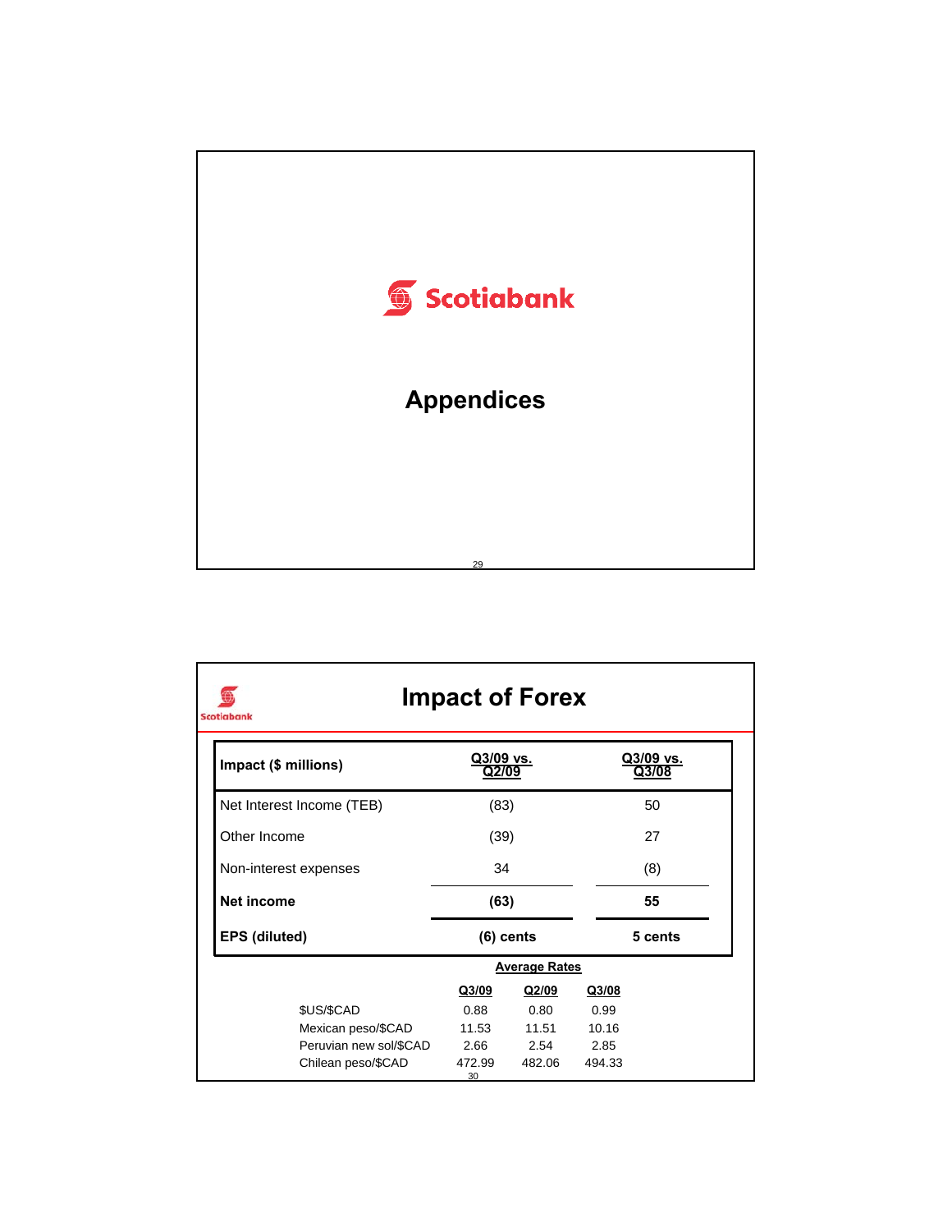Scotiabank

# Appendices

## Impact of Forex

| Impact ($ millions) | Q3/09 vs. Q2/09 | Q3/09 vs. Q3/08 |
|---|---|---|
| Net Interest Income (TEB) | (83) | 50 |
| Other Income | (39) | 27 |
| Non-interest expenses | 34 | (8) |
| **Net income** | **(63)** | **55** |
| **EPS (diluted)** | **(6) cents** | **5 cents** |

**Average Rates**

| | Q3/09 | Q2/09 | Q3/08 |
|---|---|---|---|
| $US/$CAD | 0.88 | 0.80 | 0.99 |
| Mexican peso/$CAD | 11.53 | 11.51 | 10.16 |
| Peruvian new sol/$CAD | 2.66 | 2.54 | 2.85 |
| Chilean peso/$CAD | 472.99 | 482.06 | 494.33 |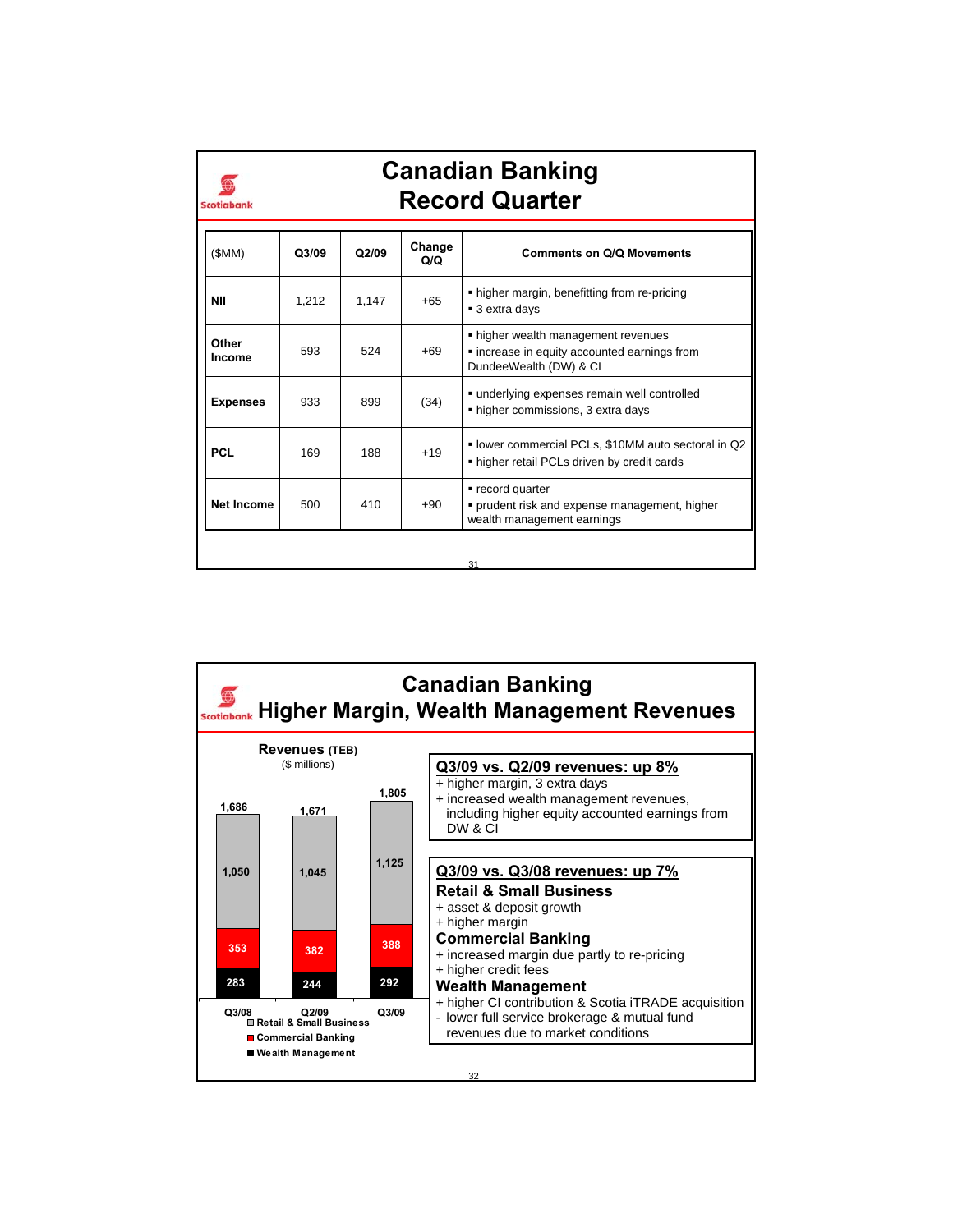# Canadian Banking
## Record Quarter

| ($MM) | Q3/09 | Q2/09 | Change Q/Q | Comments on Q/Q Movements |
|---|---|---|---|---|
| **NII** | 1,212 | 1,147 | +65 | ▪ higher margin, benefitting from re-pricing<br>▪ 3 extra days |
| **Other Income** | 593 | 524 | +69 | ▪ higher wealth management revenues<br>▪ increase in equity accounted earnings from DundeeWealth (DW) & CI |
| **Expenses** | 933 | 899 | (34) | ▪ underlying expenses remain well controlled<br>▪ higher commissions, 3 extra days |
| **PCL** | 169 | 188 | +19 | ▪ lower commercial PCLs, $10MM auto sectoral in Q2<br>▪ higher retail PCLs driven by credit cards |
| **Net Income** | 500 | 410 | +90 | ▪ record quarter<br>▪ prudent risk and expense management, higher wealth management earnings |

# Canadian Banking
## Higher Margin, Wealth Management Revenues

**Revenues (TEB)**
($ millions)

| | Q3/08 | Q2/09 | Q3/09 |
|---|---|---|---|
| Retail & Small Business | 1,050 | 1,045 | 1,125 |
| Commercial Banking | 353 | 382 | 388 |
| Wealth Management | 283 | 244 | 292 |
| Total | 1,686 | 1,671 | 1,805 |

**Q3/09 vs. Q2/09 revenues: up 8%**

+ higher margin, 3 extra days
+ increased wealth management revenues, including higher equity accounted earnings from DW & CI

**Q3/09 vs. Q3/08 revenues: up 7%**

**Retail & Small Business**

+ asset & deposit growth
+ higher margin

**Commercial Banking**

+ increased margin due partly to re-pricing
+ higher credit fees

**Wealth Management**

+ higher CI contribution & Scotia iTRADE acquisition
- lower full service brokerage & mutual fund revenues due to market conditions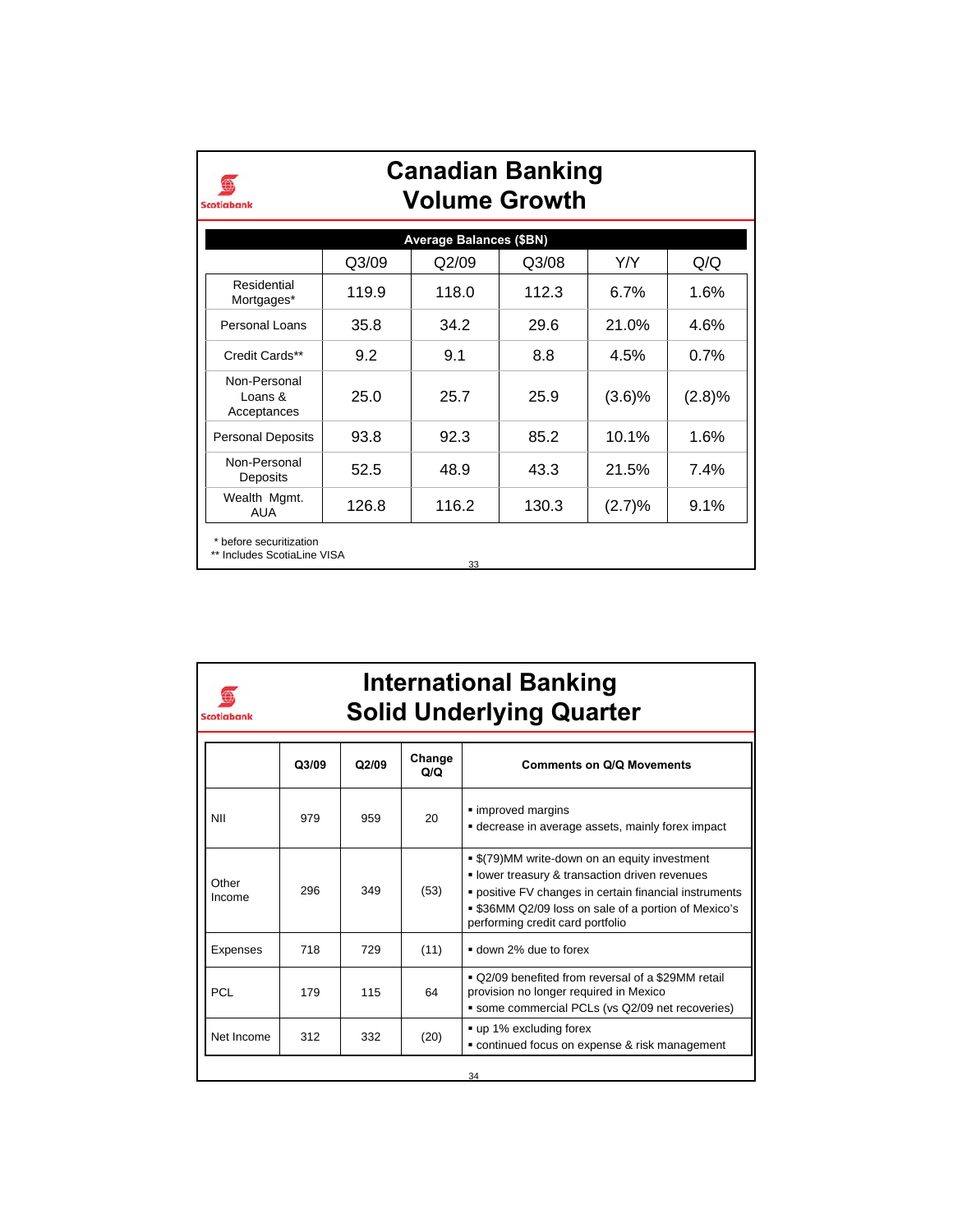# Canadian Banking
# Volume Growth

| Average Balances ($BN) | | | | | |
|---|---|---|---|---|---|
| | Q3/09 | Q2/09 | Q3/08 | Y/Y | Q/Q |
| Residential Mortgages* | 119.9 | 118.0 | 112.3 | 6.7% | 1.6% |
| Personal Loans | 35.8 | 34.2 | 29.6 | 21.0% | 4.6% |
| Credit Cards** | 9.2 | 9.1 | 8.8 | 4.5% | 0.7% |
| Non-Personal Loans & Acceptances | 25.0 | 25.7 | 25.9 | (3.6)% | (2.8)% |
| Personal Deposits | 93.8 | 92.3 | 85.2 | 10.1% | 1.6% |
| Non-Personal Deposits | 52.5 | 48.9 | 43.3 | 21.5% | 7.4% |
| Wealth Mgmt. AUA | 126.8 | 116.2 | 130.3 | (2.7)% | 9.1% |

\* before securitization

\** Includes ScotiaLine VISA

# International Banking
# Solid Underlying Quarter

| | Q3/09 | Q2/09 | Change Q/Q | Comments on Q/Q Movements |
|---|---|---|---|---|
| NII | 979 | 959 | 20 | ▪ improved margins<br>▪ decrease in average assets, mainly forex impact |
| Other Income | 296 | 349 | (53) | ▪ $(79)MM write-down on an equity investment<br>▪ lower treasury & transaction driven revenues<br>▪ positive FV changes in certain financial instruments<br>▪ $36MM Q2/09 loss on sale of a portion of Mexico's performing credit card portfolio |
| Expenses | 718 | 729 | (11) | ▪ down 2% due to forex |
| PCL | 179 | 115 | 64 | ▪ Q2/09 benefited from reversal of a $29MM retail provision no longer required in Mexico<br>▪ some commercial PCLs (vs Q2/09 net recoveries) |
| Net Income | 312 | 332 | (20) | ▪ up 1% excluding forex<br>▪ continued focus on expense & risk management |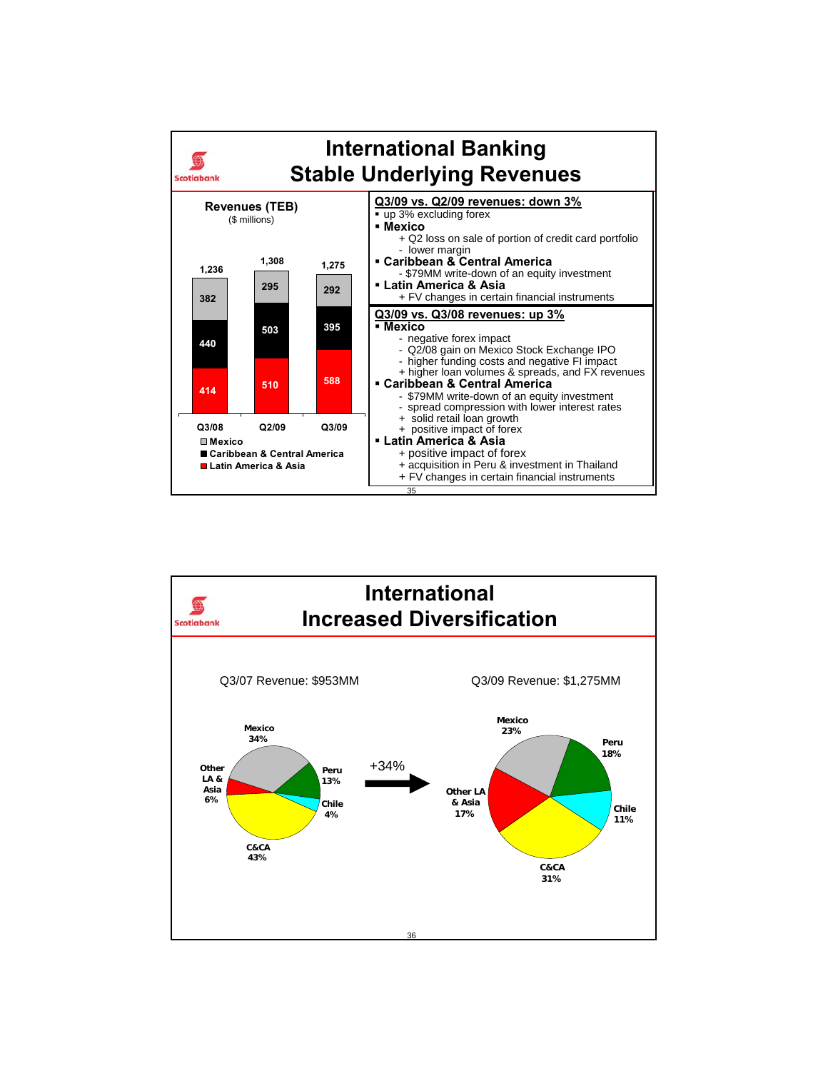# International Banking
## Stable Underlying Revenues

**Revenues (TEB)**
($ millions)

| | Q3/08 | Q2/09 | Q3/09 |
|---|---|---|---|
| Mexico | 382 | 295 | 292 |
| Caribbean & Central America | 440 | 503 | 395 |
| Latin America & Asia | 414 | 510 | 588 |
| Total | 1,236 | 1,308 | 1,275 |

**Q3/09 vs. Q2/09 revenues: down 3%**

- up 3% excluding forex
- **Mexico**
  - + Q2 loss on sale of portion of credit card portfolio
  - - lower margin
- **Caribbean & Central America**
  - - $79MM write-down of an equity investment
- **Latin America & Asia**
  - + FV changes in certain financial instruments

**Q3/09 vs. Q3/08 revenues: up 3%**

- **Mexico**
  - - negative forex impact
  - - Q2/08 gain on Mexico Stock Exchange IPO
  - - higher funding costs and negative FI impact
  - + higher loan volumes & spreads, and FX revenues
- **Caribbean & Central America**
  - - $79MM write-down of an equity investment
  - - spread compression with lower interest rates
  - + solid retail loan growth
  - + positive impact of forex
- **Latin America & Asia**
  - + positive impact of forex
  - + acquisition in Peru & investment in Thailand
  - + FV changes in certain financial instruments

# International
## Increased Diversification

| Region | Q3/07 Revenue: $953MM | Q3/09 Revenue: $1,275MM |
|---|---|---|
| Mexico | 34% | 23% |
| Peru | 13% | 18% |
| Chile | 4% | 11% |
| C&CA | 43% | 31% |
| Other LA & Asia | 6% | 17% |

+34%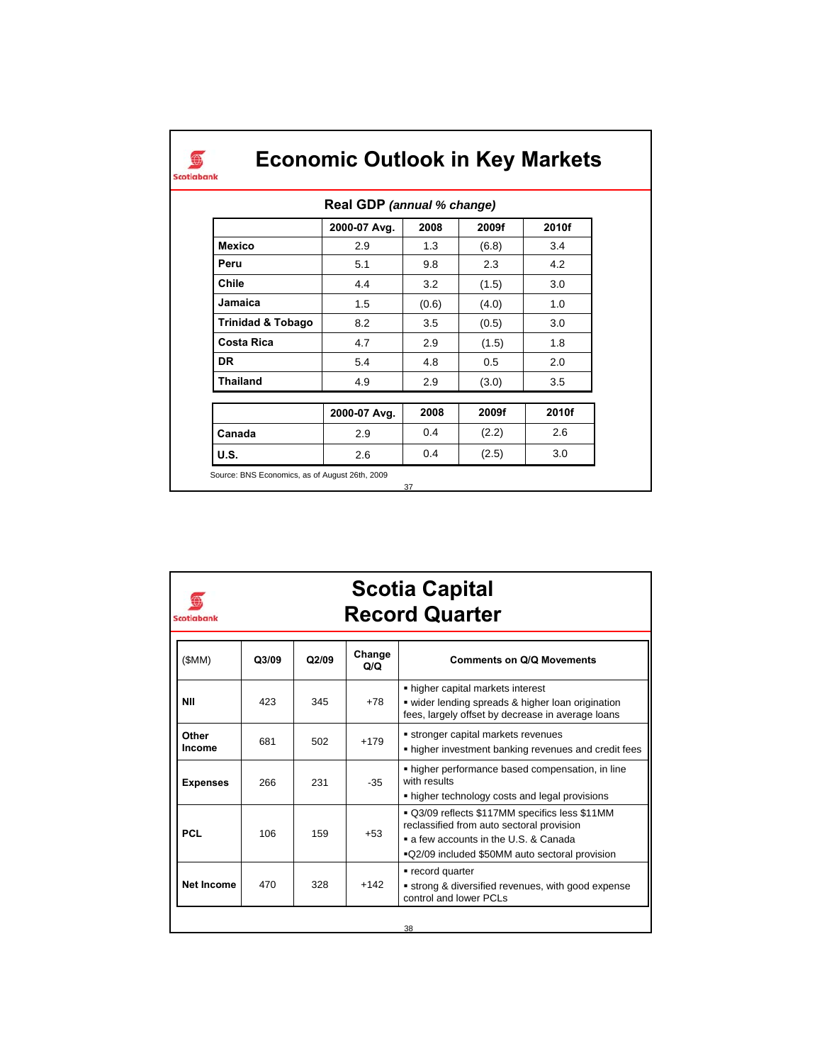# Economic Outlook in Key Markets

**Real GDP** ***(annual % change)***

| | 2000-07 Avg. | 2008 | 2009f | 2010f |
|---|---|---|---|---|
| **Mexico** | 2.9 | 1.3 | (6.8) | 3.4 |
| **Peru** | 5.1 | 9.8 | 2.3 | 4.2 |
| **Chile** | 4.4 | 3.2 | (1.5) | 3.0 |
| **Jamaica** | 1.5 | (0.6) | (4.0) | 1.0 |
| **Trinidad & Tobago** | 8.2 | 3.5 | (0.5) | 3.0 |
| **Costa Rica** | 4.7 | 2.9 | (1.5) | 1.8 |
| **DR** | 5.4 | 4.8 | 0.5 | 2.0 |
| **Thailand** | 4.9 | 2.9 | (3.0) | 3.5 |

| | 2000-07 Avg. | 2008 | 2009f | 2010f |
|---|---|---|---|---|
| **Canada** | 2.9 | 0.4 | (2.2) | 2.6 |
| **U.S.** | 2.6 | 0.4 | (2.5) | 3.0 |

Source: BNS Economics, as of August 26th, 2009

# Scotia Capital Record Quarter

| ($MM) | Q3/09 | Q2/09 | Change Q/Q | Comments on Q/Q Movements |
|---|---|---|---|---|
| **NII** | 423 | 345 | +78 | ▪ higher capital markets interest ▪ wider lending spreads & higher loan origination fees, largely offset by decrease in average loans |
| **Other Income** | 681 | 502 | +179 | ▪ stronger capital markets revenues ▪ higher investment banking revenues and credit fees |
| **Expenses** | 266 | 231 | -35 | ▪ higher performance based compensation, in line with results ▪ higher technology costs and legal provisions |
| **PCL** | 106 | 159 | +53 | ▪ Q3/09 reflects $117MM specifics less $11MM reclassified from auto sectoral provision ▪ a few accounts in the U.S. & Canada ▪ Q2/09 included $50MM auto sectoral provision |
| **Net Income** | 470 | 328 | +142 | ▪ record quarter ▪ strong & diversified revenues, with good expense control and lower PCLs |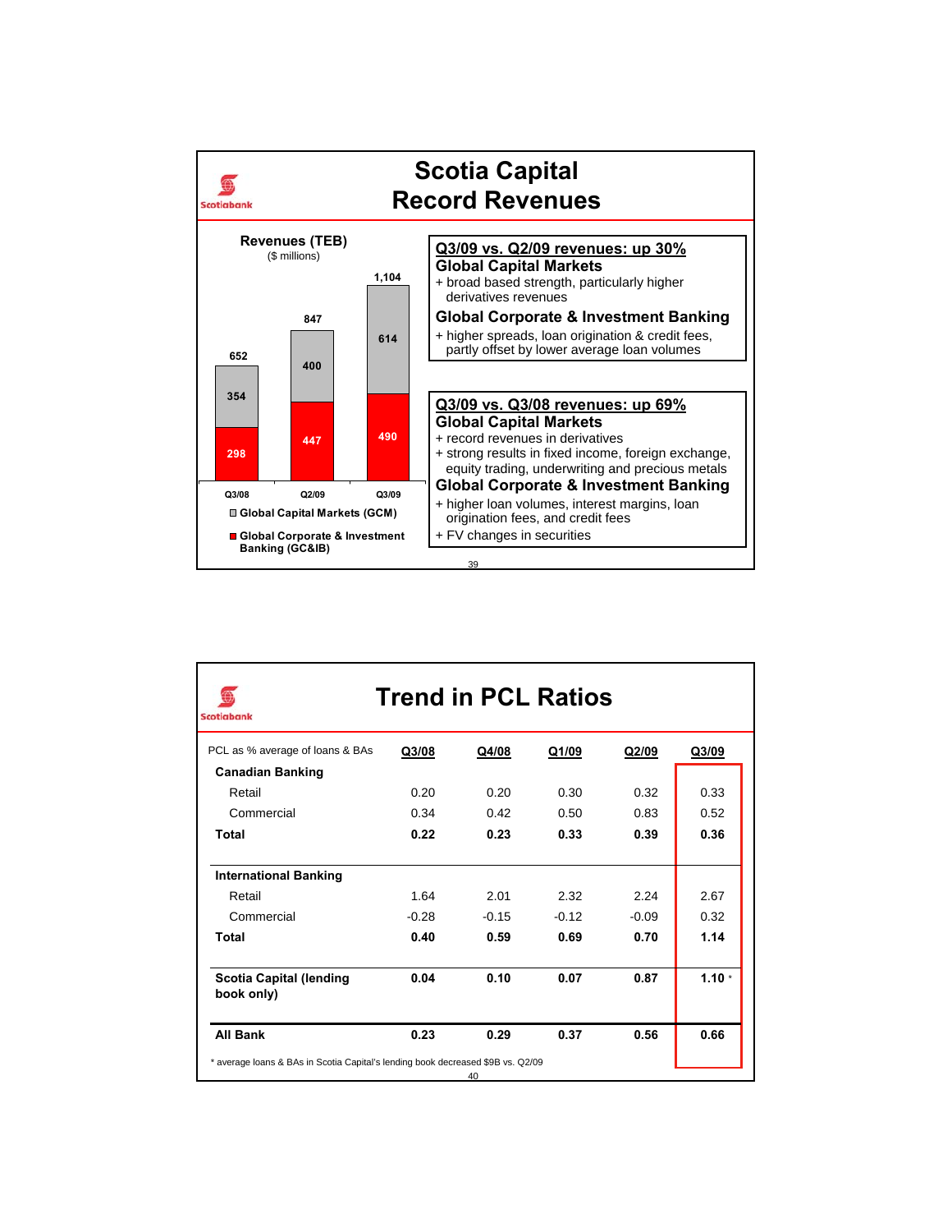## Scotia Capital Record Revenues

**Revenues (TEB)**
($ millions)

| | Q3/08 | Q2/09 | Q3/09 |
|---|---|---|---|
| Global Capital Markets (GCM) | 354 | 400 | 614 |
| Global Corporate & Investment Banking (GC&IB) | 298 | 447 | 490 |
| Total | 652 | 847 | 1,104 |

**Q3/09 vs. Q2/09 revenues: up 30%**

**Global Capital Markets**
- + broad based strength, particularly higher derivatives revenues

**Global Corporate & Investment Banking**
- + higher spreads, loan origination & credit fees, partly offset by lower average loan volumes

**Q3/09 vs. Q3/08 revenues: up 69%**

**Global Capital Markets**
- + record revenues in derivatives
- + strong results in fixed income, foreign exchange, equity trading, underwriting and precious metals

**Global Corporate & Investment Banking**
- + higher loan volumes, interest margins, loan origination fees, and credit fees
- + FV changes in securities

## Trend in PCL Ratios

| PCL as % average of loans & BAs | Q3/08 | Q4/08 | Q1/09 | Q2/09 | Q3/09 |
|---|---|---|---|---|---|
| **Canadian Banking** | | | | | |
| Retail | 0.20 | 0.20 | 0.30 | 0.32 | 0.33 |
| Commercial | 0.34 | 0.42 | 0.50 | 0.83 | 0.52 |
| **Total** | **0.22** | **0.23** | **0.33** | **0.39** | **0.36** |
| **International Banking** | | | | | |
| Retail | 1.64 | 2.01 | 2.32 | 2.24 | 2.67 |
| Commercial | -0.28 | -0.15 | -0.12 | -0.09 | 0.32 |
| **Total** | **0.40** | **0.59** | **0.69** | **0.70** | **1.14** |
| **Scotia Capital (lending book only)** | **0.04** | **0.10** | **0.07** | **0.87** | **1.10** * |
| **All Bank** | **0.23** | **0.29** | **0.37** | **0.56** | **0.66** |

* average loans & BAs in Scotia Capital's lending book decreased $9B vs. Q2/09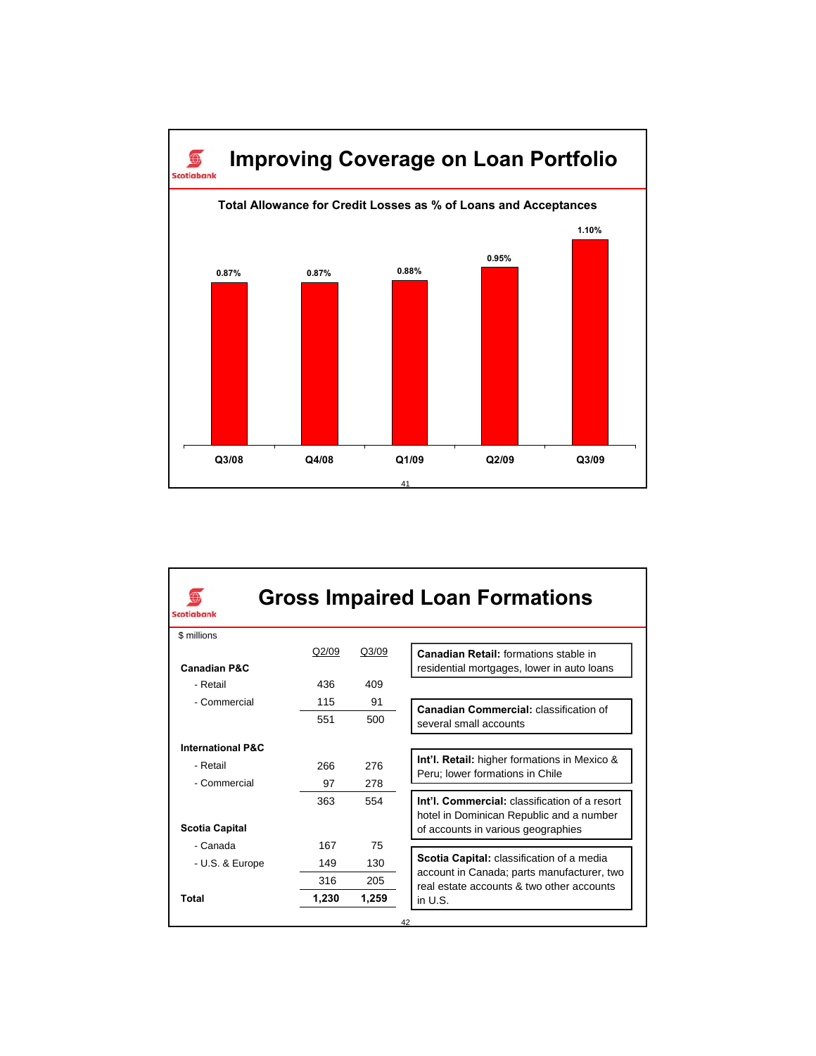## Improving Coverage on Loan Portfolio

**Total Allowance for Credit Losses as % of Loans and Acceptances**

| Q3/08 | Q4/08 | Q1/09 | Q2/09 | Q3/09 |
|---|---|---|---|---|
| 0.87% | 0.87% | 0.88% | 0.95% | 1.10% |

## Gross Impaired Loan Formations

$ millions

| | Q2/09 | Q3/09 |
|---|---|---|
| **Canadian P&C** | | |
| - Retail | 436 | 409 |
| - Commercial | 115 | 91 |
| | 551 | 500 |
| **International P&C** | | |
| - Retail | 266 | 276 |
| - Commercial | 97 | 278 |
| | 363 | 554 |
| **Scotia Capital** | | |
| - Canada | 167 | 75 |
| - U.S. & Europe | 149 | 130 |
| | 316 | 205 |
| **Total** | **1,230** | **1,259** |

**Canadian Retail:** formations stable in residential mortgages, lower in auto loans

**Canadian Commercial:** classification of several small accounts

**Int'l. Retail:** higher formations in Mexico & Peru; lower formations in Chile

**Int'l. Commercial:** classification of a resort hotel in Dominican Republic and a number of accounts in various geographies

**Scotia Capital:** classification of a media account in Canada; parts manufacturer, two real estate accounts & two other accounts in U.S.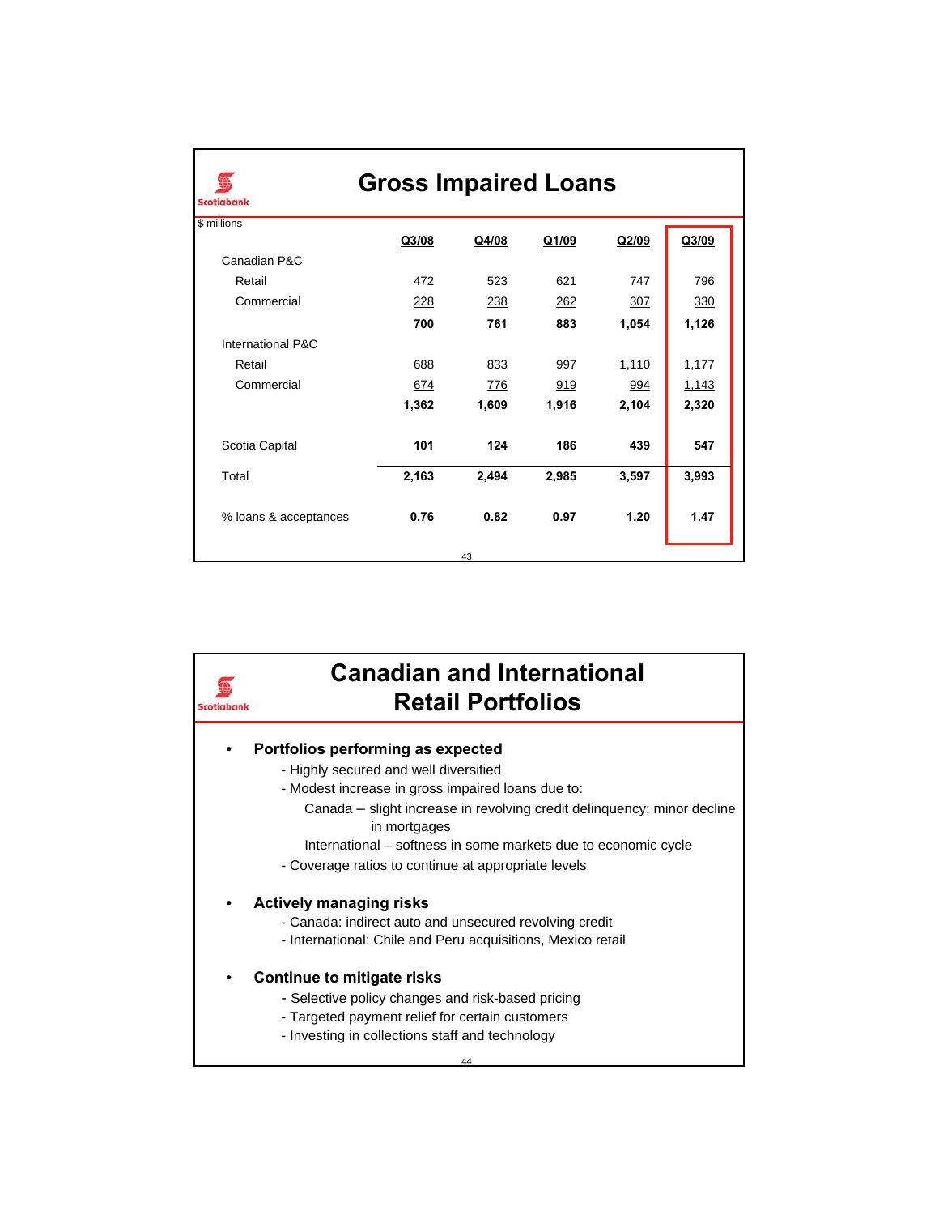## Gross Impaired Loans

$ millions

| | Q3/08 | Q4/08 | Q1/09 | Q2/09 | Q3/09 |
|---|---|---|---|---|---|
| Canadian P&C | | | | | |
| Retail | 472 | 523 | 621 | 747 | 796 |
| Commercial | 228 | 238 | 262 | 307 | 330 |
| | **700** | **761** | **883** | **1,054** | **1,126** |
| International P&C | | | | | |
| Retail | 688 | 833 | 997 | 1,110 | 1,177 |
| Commercial | 674 | 776 | 919 | 994 | 1,143 |
| | **1,362** | **1,609** | **1,916** | **2,104** | **2,320** |
| Scotia Capital | **101** | **124** | **186** | **439** | **547** |
| Total | **2,163** | **2,494** | **2,985** | **3,597** | **3,993** |
| % loans & acceptances | **0.76** | **0.82** | **0.97** | **1.20** | **1.47** |

## Canadian and International Retail Portfolios

- **Portfolios performing as expected**
  - Highly secured and well diversified
  - Modest increase in gross impaired loans due to:
    - Canada – slight increase in revolving credit delinquency; minor decline in mortgages
    - International – softness in some markets due to economic cycle
  - Coverage ratios to continue at appropriate levels
- **Actively managing risks**
  - Canada: indirect auto and unsecured revolving credit
  - International: Chile and Peru acquisitions, Mexico retail
- **Continue to mitigate risks**
  - Selective policy changes and risk-based pricing
  - Targeted payment relief for certain customers
  - Investing in collections staff and technology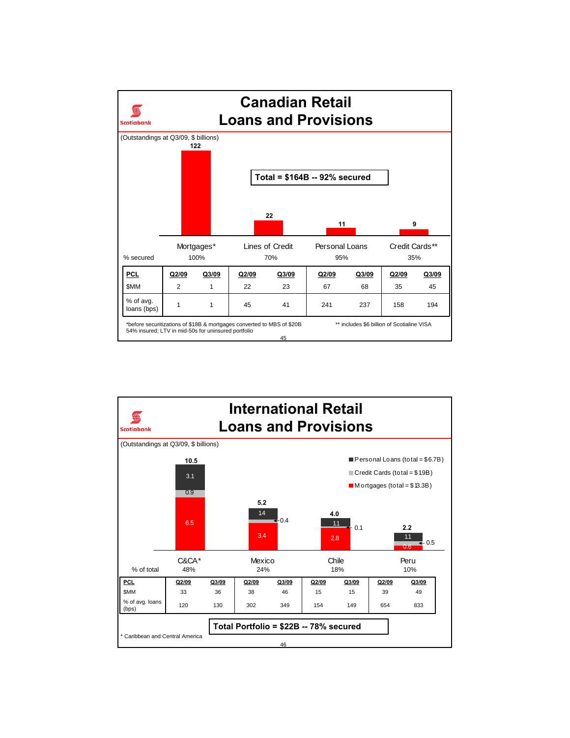# Canadian Retail Loans and Provisions

(Outstandings at Q3/09, $ billions)

| | Mortgages* | Lines of Credit | Personal Loans | Credit Cards** |
|---|---|---|---|---|
| Outstandings | 122 | 22 | 11 | 9 |
| % secured | 100% | 70% | 95% | 35% |

**Total = $164B -- 92% secured**

| PCL | Mortgages* Q2/09 | Mortgages* Q3/09 | Lines of Credit Q2/09 | Lines of Credit Q3/09 | Personal Loans Q2/09 | Personal Loans Q3/09 | Credit Cards** Q2/09 | Credit Cards** Q3/09 |
|---|---|---|---|---|---|---|---|---|
| $MM | 2 | 1 | 22 | 23 | 67 | 68 | 35 | 45 |
| % of avg. loans (bps) | 1 | 1 | 45 | 41 | 241 | 237 | 158 | 194 |

*before securitizations of $18B & mortgages converted to MBS of $20B
54% insured; LTV in mid-50s for uninsured portfolio

** includes $6 billion of Scotialine VISA

# International Retail Loans and Provisions

(Outstandings at Q3/09, $ billions)

Personal Loans (total = $6.7B)
Credit Cards (total = $1.9B)
Mortgages (total = $13.3B)

| | C&CA* | Mexico | Chile | Peru |
|---|---|---|---|---|
| Total | 10.5 | 5.2 | 4.0 | 2.2 |
| Personal Loans | 3.1 | 1.4 | 1.1 | 1.1 |
| Credit Cards | 0.9 | 0.4 | 0.1 | 0.5 |
| Mortgages | 6.5 | 3.4 | 2.8 | 0.6 |
| % of total | 48% | 24% | 18% | 10% |

| PCL | C&CA* Q2/09 | C&CA* Q3/09 | Mexico Q2/09 | Mexico Q3/09 | Chile Q2/09 | Chile Q3/09 | Peru Q2/09 | Peru Q3/09 |
|---|---|---|---|---|---|---|---|---|
| $MM | 33 | 36 | 38 | 46 | 15 | 15 | 39 | 49 |
| % of avg. loans (bps) | 120 | 130 | 302 | 349 | 154 | 149 | 654 | 833 |

**Total Portfolio = $22B -- 78% secured**

* Caribbean and Central America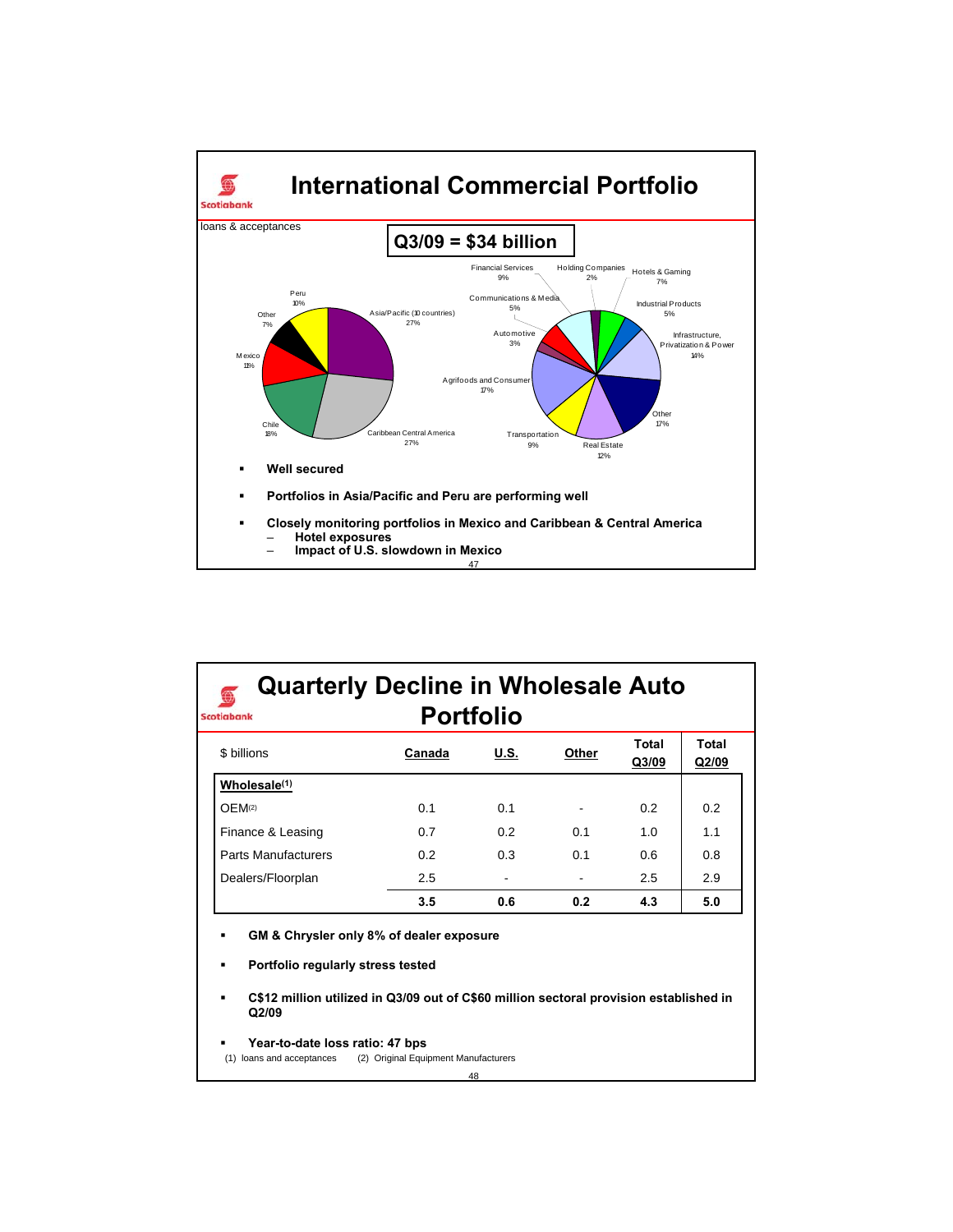# International Commercial Portfolio

loans & acceptances

**Q3/09 = $34 billion**

Asia/Pacific (10 countries) 27%
Caribbean Central America 27%
Chile 18%
Mexico 11%
Other 7%
Peru 10%

Financial Services 9%
Holding Companies 2%
Hotels & Gaming 7%
Industrial Products 5%
Infrastructure, Privatization & Power 14%
Other 17%
Real Estate 12%
Transportation 9%
Agrifoods and Consumer 17%
Automotive 3%
Communications & Media 5%

- **Well secured**
- **Portfolios in Asia/Pacific and Peru are performing well**
- **Closely monitoring portfolios in Mexico and Caribbean & Central America**
  - **Hotel exposures**
  - **Impact of U.S. slowdown in Mexico**

# Quarterly Decline in Wholesale Auto Portfolio

| $ billions | Canada | U.S. | Other | Total Q3/09 | Total Q2/09 |
|---|---|---|---|---|---|
| **Wholesale[1]** | | | | | |
| OEM[2] | 0.1 | 0.1 | - | 0.2 | 0.2 |
| Finance & Leasing | 0.7 | 0.2 | 0.1 | 1.0 | 1.1 |
| Parts Manufacturers | 0.2 | 0.3 | 0.1 | 0.6 | 0.8 |
| Dealers/Floorplan | 2.5 | - | - | 2.5 | 2.9 |
| | **3.5** | **0.6** | **0.2** | **4.3** | **5.0** |

- **GM & Chrysler only 8% of dealer exposure**
- **Portfolio regularly stress tested**
- **C$12 million utilized in Q3/09 out of C$60 million sectoral provision established in Q2/09**
- **Year-to-date loss ratio: 47 bps**

(1) loans and acceptances (2) Original Equipment Manufacturers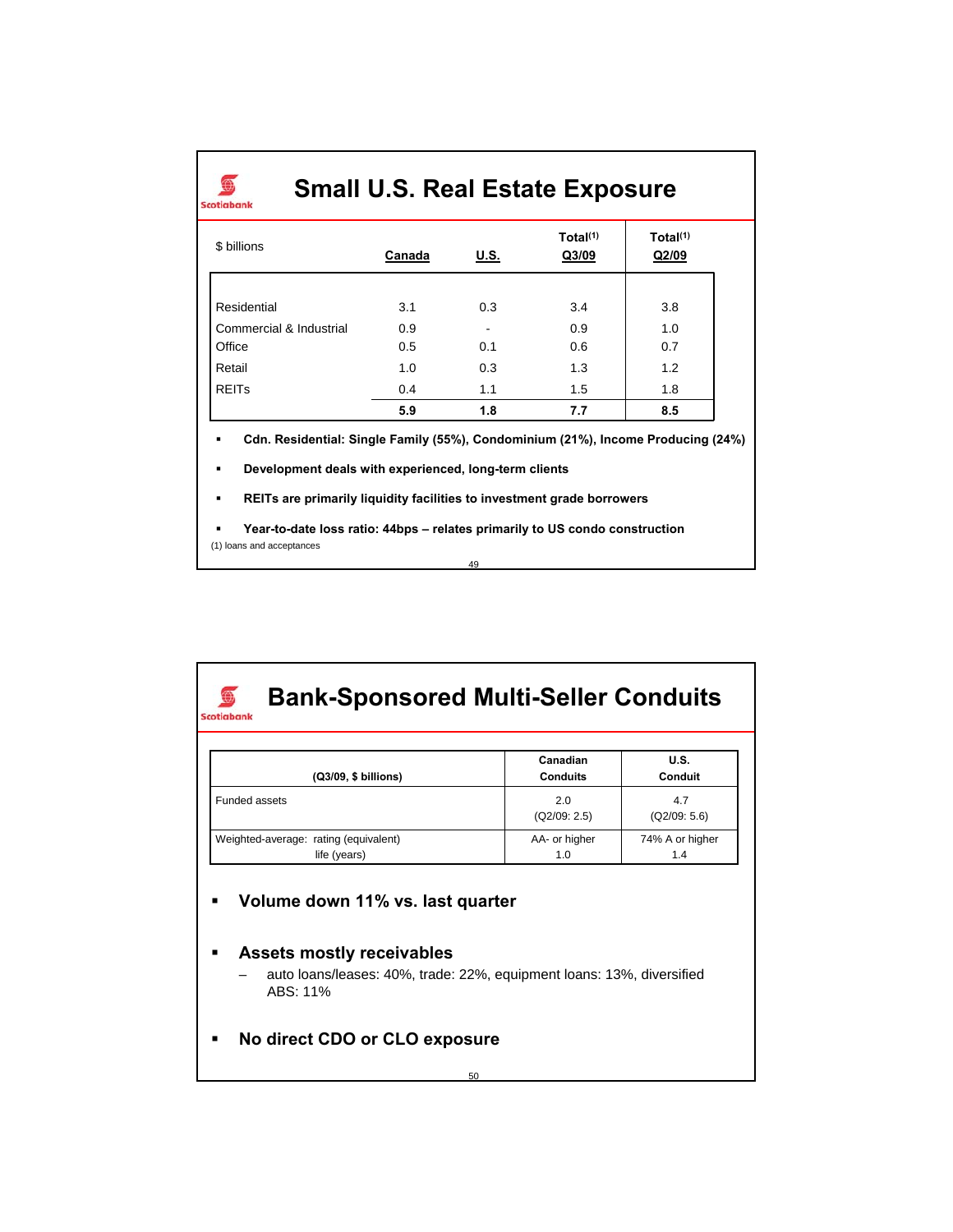# Small U.S. Real Estate Exposure

| $ billions | Canada | U.S. | Total[1] Q3/09 | Total[1] Q2/09 |
|---|---|---|---|---|
| Residential | 3.1 | 0.3 | 3.4 | 3.8 |
| Commercial & Industrial | 0.9 | - | 0.9 | 1.0 |
| Office | 0.5 | 0.1 | 0.6 | 0.7 |
| Retail | 1.0 | 0.3 | 1.3 | 1.2 |
| REITs | 0.4 | 1.1 | 1.5 | 1.8 |
| | **5.9** | **1.8** | **7.7** | **8.5** |

- **Cdn. Residential: Single Family (55%), Condominium (21%), Income Producing (24%)**
- **Development deals with experienced, long-term clients**
- **REITs are primarily liquidity facilities to investment grade borrowers**
- **Year-to-date loss ratio: 44bps – relates primarily to US condo construction**

(1) loans and acceptances

# Bank-Sponsored Multi-Seller Conduits

| (Q3/09, $ billions) | Canadian Conduits | U.S. Conduit |
|---|---|---|
| Funded assets | 2.0 (Q2/09: 2.5) | 4.7 (Q2/09: 5.6) |
| Weighted-average: rating (equivalent) | AA- or higher | 74% A or higher |
| life (years) | 1.0 | 1.4 |

- **Volume down 11% vs. last quarter**
- **Assets mostly receivables**
  - auto loans/leases: 40%, trade: 22%, equipment loans: 13%, diversified ABS: 11%
- **No direct CDO or CLO exposure**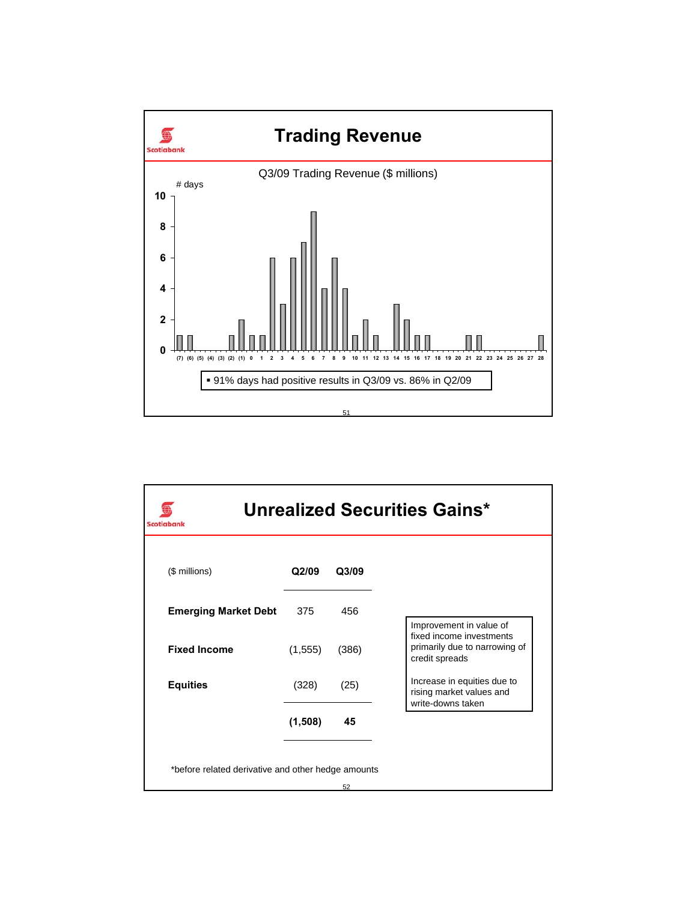## Trading Revenue

Q3/09 Trading Revenue ($ millions)

# days

10
8
6
4
2
0

(7) (6) (5) (4) (3) (2) (1) 0 1 2 3 4 5 6 7 8 9 10 11 12 13 14 15 16 17 18 19 20 21 22 23 24 25 26 27 28

- 91% days had positive results in Q3/09 vs. 86% in Q2/09

## Unrealized Securities Gains*

| ($ millions) | Q2/09 | Q3/09 |
|---|---|---|
| **Emerging Market Debt** | 375 | 456 |
| **Fixed Income** | (1,555) | (386) |
| **Equities** | (328) | (25) |
| | **(1,508)** | **45** |

Improvement in value of fixed income investments primarily due to narrowing of credit spreads

Increase in equities due to rising market values and write-downs taken

*before related derivative and other hedge amounts